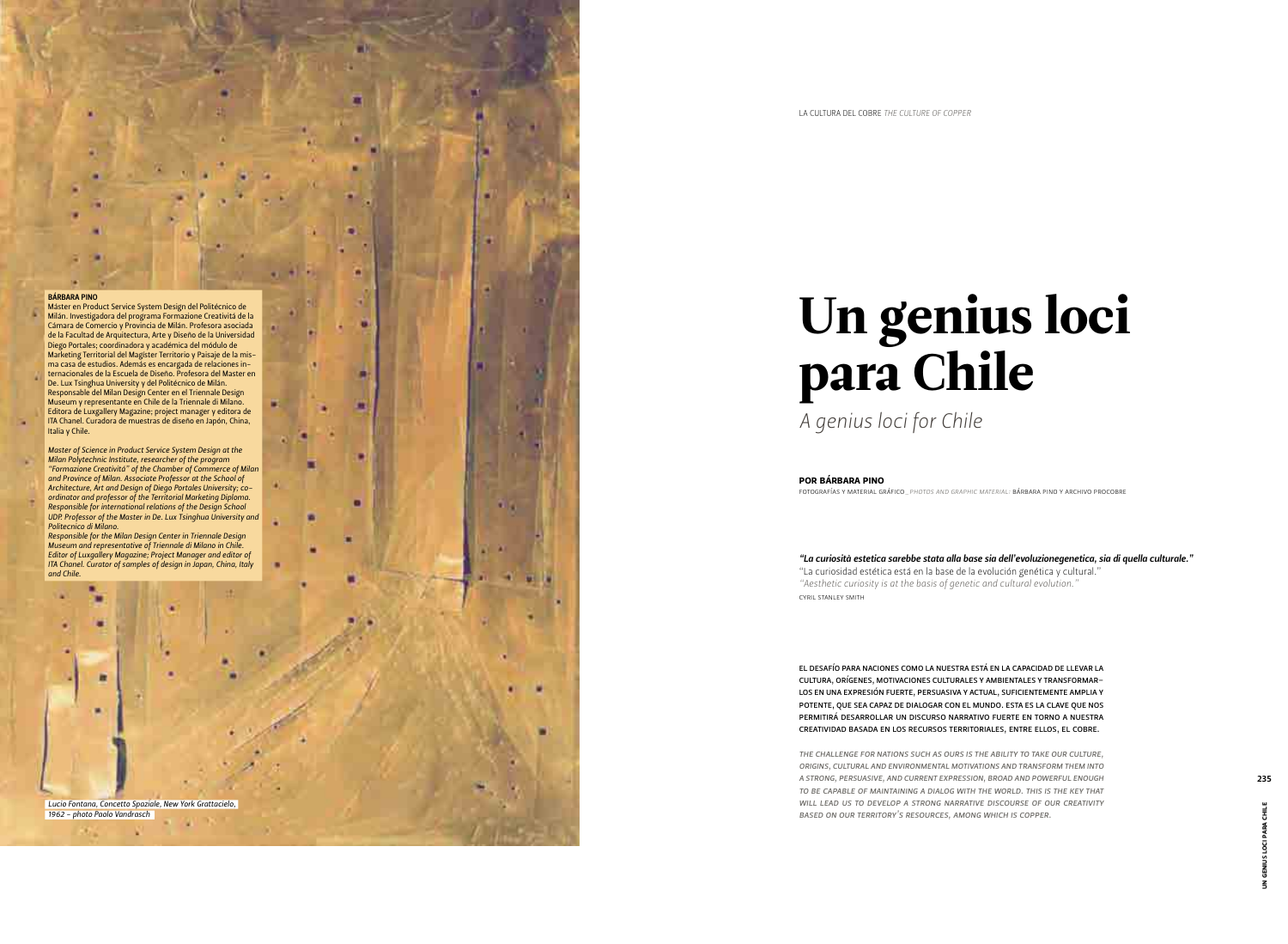LA CULTURA DEL COBRE *THE CULTURE OF COPPER*

# Un genius loci para Chile

*A genius loci for Chile*

**POR BÁRBARA PINO**

FOTOGRAFÍAS Y MATERIAL GRÁFICO_ *PHOTOS AND GRAPHIC MATERIAL:* BÁRBARA PINO Y ARCHIVO PROCOBRE

***"La curiosità estetica sarebbe stata alla base sia dell'evoluzionegenetica, sia di quella culturale."***
"La curiosidad estética está en la base de la evolución genética y cultural."
*"Aesthetic curiosity is at the basis of genetic and cultural evolution."*
CYRIL STANLEY SMITH

EL DESAFÍO PARA NACIONES COMO LA NUESTRA ESTÁ EN LA CAPACIDAD DE LLEVAR LA CULTURA, ORÍGENES, MOTIVACIONES CULTURALES Y AMBIENTALES Y TRANSFORMARLOS EN UNA EXPRESIÓN FUERTE, PERSUASIVA Y ACTUAL, SUFICIENTEMENTE AMPLIA Y POTENTE, QUE SEA CAPAZ DE DIALOGAR CON EL MUNDO. ESTA ES LA CLAVE QUE NOS PERMITIRÁ DESARROLLAR UN DISCURSO NARRATIVO FUERTE EN TORNO A NUESTRA CREATIVIDAD BASADA EN LOS RECURSOS TERRITORIALES, ENTRE ELLOS, EL COBRE.

*THE CHALLENGE FOR NATIONS SUCH AS OURS IS THE ABILITY TO TAKE OUR CULTURE, ORIGINS, CULTURAL AND ENVIRONMENTAL MOTIVATIONS AND TRANSFORM THEM INTO A STRONG, PERSUASIVE, AND CURRENT EXPRESSION, BROAD AND POWERFUL ENOUGH TO BE CAPABLE OF MAINTAINING A DIALOG WITH THE WORLD. THIS IS THE KEY THAT WILL LEAD US TO DEVELOP A STRONG NARRATIVE DISCOURSE OF OUR CREATIVITY BASED ON OUR TERRITORY'S RESOURCES, AMONG WHICH IS COPPER.*

**BÁRBARA PINO**

Máster en Product Service System Design del Politécnico de Milán. Investigadora del programa Formazione Creatività de la Cámara de Comercio y Provincia de Milán. Profesora asociada de la Facultad de Arquitectura, Arte y Diseño de la Universidad Diego Portales; coordinadora y académica del módulo de Marketing Territorial del Magíster Territorio y Paisaje de la misma casa de estudios. Además es encargada de relaciones internacionales de la Escuela de Diseño. Profesora del Master en De. Lux Tsinghua University y del Politécnico de Milán. Responsable del Milan Design Center en el Triennale Design Museum y representante en Chile de la Triennale di Milano. Editora de Luxgallery Magazine; project manager y editora de ITA Chanel. Curadora de muestras de diseño en Japón, China, Italia y Chile.

*Master of Science in Product Service System Design at the Milan Polytechnic Institute, researcher of the program "Formazione Creatività" of the Chamber of Commerce of Milan and Province of Milan. Associate Professor at the School of Architecture, Art and Design of Diego Portales University; co-ordinator and professor of the Territorial Marketing Diploma. Responsible for international relations of the Design School UDP. Professor of the Master in De. Lux Tsinghua University and Politecnico di Milano.*
*Responsible for the Milan Design Center in Triennale Design Museum and representative of Triennale di Milano in Chile. Editor of Luxgallery Magazine; Project Manager and editor of ITA Chanel. Curator of samples of design in Japan, China, Italy and Chile.*

*Lucio Fontana, Concetto Spaziale, New York Grattacielo, 1962 – photo Paolo Vandrasch*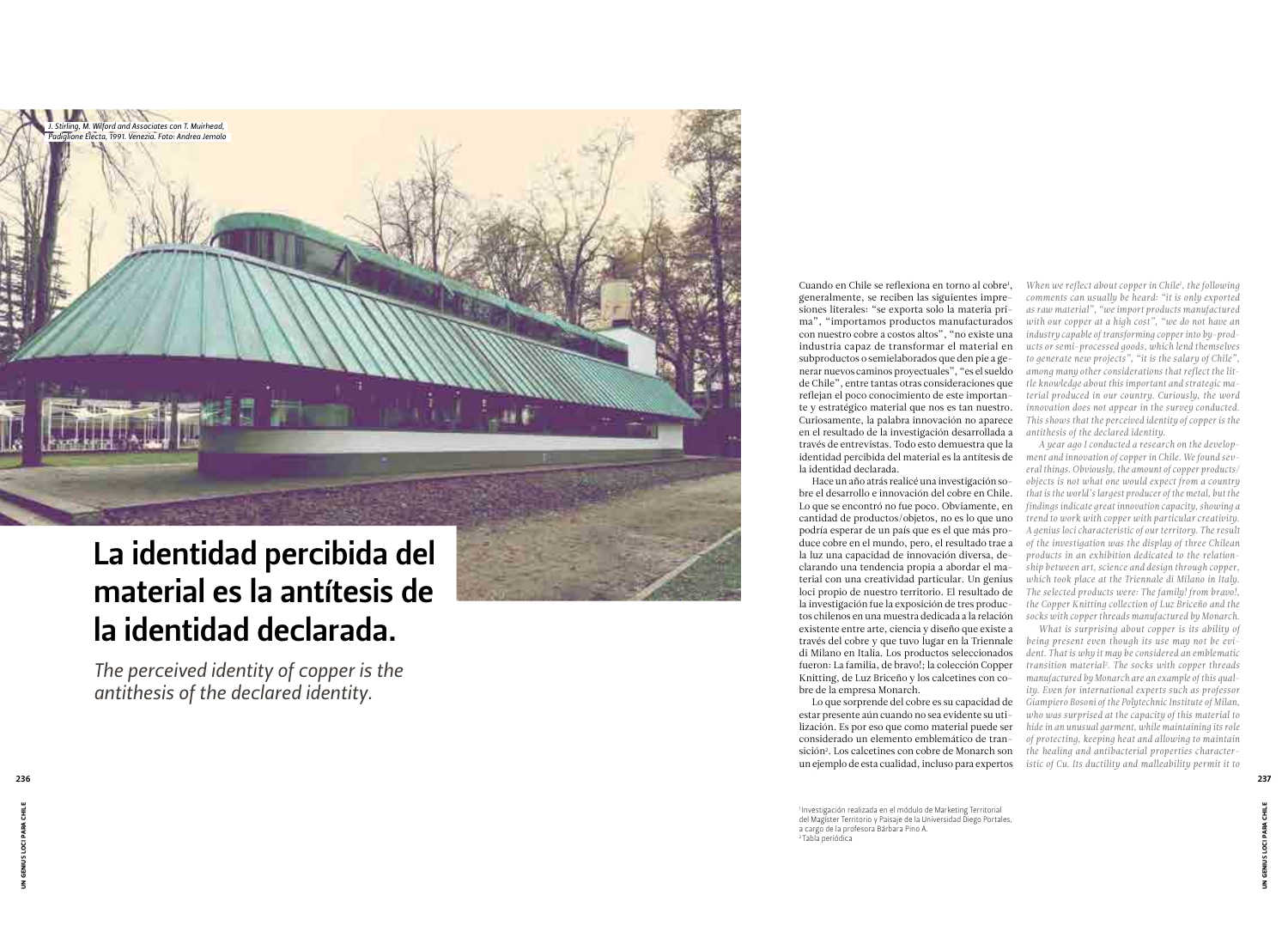J. Stirling, M. Wilford and Associates con T. Muirhead, Padiglione Electa, 1991. Venezia. Foto: Andrea Jemolo

# La identidad percibida del material es la antítesis de la identidad declarada.

*The perceived identity of copper is the antithesis of the declared identity.*

Cuando en Chile se reflexiona en torno al cobre[1], generalmente, se reciben las siguientes impresiones literales: "se exporta solo la materia prima", "importamos productos manufacturados con nuestro cobre a costos altos", "no existe una industria capaz de transformar el material en subproductos o semielaborados que den pie a generar nuevos caminos proyectuales", "es el sueldo de Chile", entre tantas otras consideraciones que reflejan el poco conocimiento de este importante y estratégico material que nos es tan nuestro. Curiosamente, la palabra innovación no aparece en el resultado de la investigación desarrollada a través de entrevistas. Todo esto demuestra que la identidad percibida del material es la antítesis de la identidad declarada.

Hace un año atrás realicé una investigación sobre el desarrollo e innovación del cobre en Chile. Lo que se encontró no fue poco. Obviamente, en cantidad de productos/objetos, no es lo que uno podría esperar de un país que es el que más produce cobre en el mundo, pero, el resultado trae a la luz una capacidad de innovación diversa, declarando una tendencia propia a abordar el material con una creatividad particular. Un genius loci propio de nuestro territorio. El resultado de la investigación fue la exposición de tres productos chilenos en una muestra dedicada a la relación existente entre arte, ciencia y diseño que existe a través del cobre y que tuvo lugar en la Triennale di Milano en Italia. Los productos seleccionados fueron: La familia, de bravo!; la colección Copper Knitting, de Luz Briceño y los calcetines con cobre de la empresa Monarch.

Lo que sorprende del cobre es su capacidad de estar presente aún cuando no sea evidente su utilización. Es por eso que como material puede ser considerado un elemento emblemático de transición[2]. Los calcetines con cobre de Monarch son un ejemplo de esta cualidad, incluso para expertos

*When we reflect about copper in Chile[1], the following comments can usually be heard: "it is only exported as raw material", "we import products manufactured with our copper at a high cost", "we do not have an industry capable of transforming copper into by-products or semi-processed goods, which lend themselves to generate new projects", "it is the salary of Chile", among many other considerations that reflect the little knowledge about this important and strategic material produced in our country. Curiously, the word innovation does not appear in the survey conducted. This shows that the perceived identity of copper is the antithesis of the declared identity.*

*A year ago I conducted a research on the development and innovation of copper in Chile. We found several things. Obviously, the amount of copper products/objects is not what one would expect from a country that is the world's largest producer of the metal, but the findings indicate great innovation capacity, showing a trend to work with copper with particular creativity. A genius loci characteristic of our territory. The result of the investigation was the display of three Chilean products in an exhibition dedicated to the relationship between art, science and design through copper, which took place at the Triennale di Milano in Italy. The selected products were: The family! from bravo!, the Copper Knitting collection of Luz Briceño and the socks with copper threads manufactured by Monarch.*

*What is surprising about copper is its ability of being present even though its use may not be evident. That is why it may be considered an emblematic transition material[2]. The socks with copper threads manufactured by Monarch are an example of this quality. Even for international experts such as professor Giampiero Bosoni of the Polytechnic Institute of Milan, who was surprised at the capacity of this material to hide in an unusual garment, while maintaining its role of protecting, keeping heat and allowing to maintain the healing and antibacterial properties characteristic of Cu. Its ductility and malleability permit it to*

[1] Investigación realizada en el módulo de Marketing Territorial del Magíster Territorio y Paisaje de la Universidad Diego Portales, a cargo de la profesora Bárbara Pino A.
[2] Tabla periódica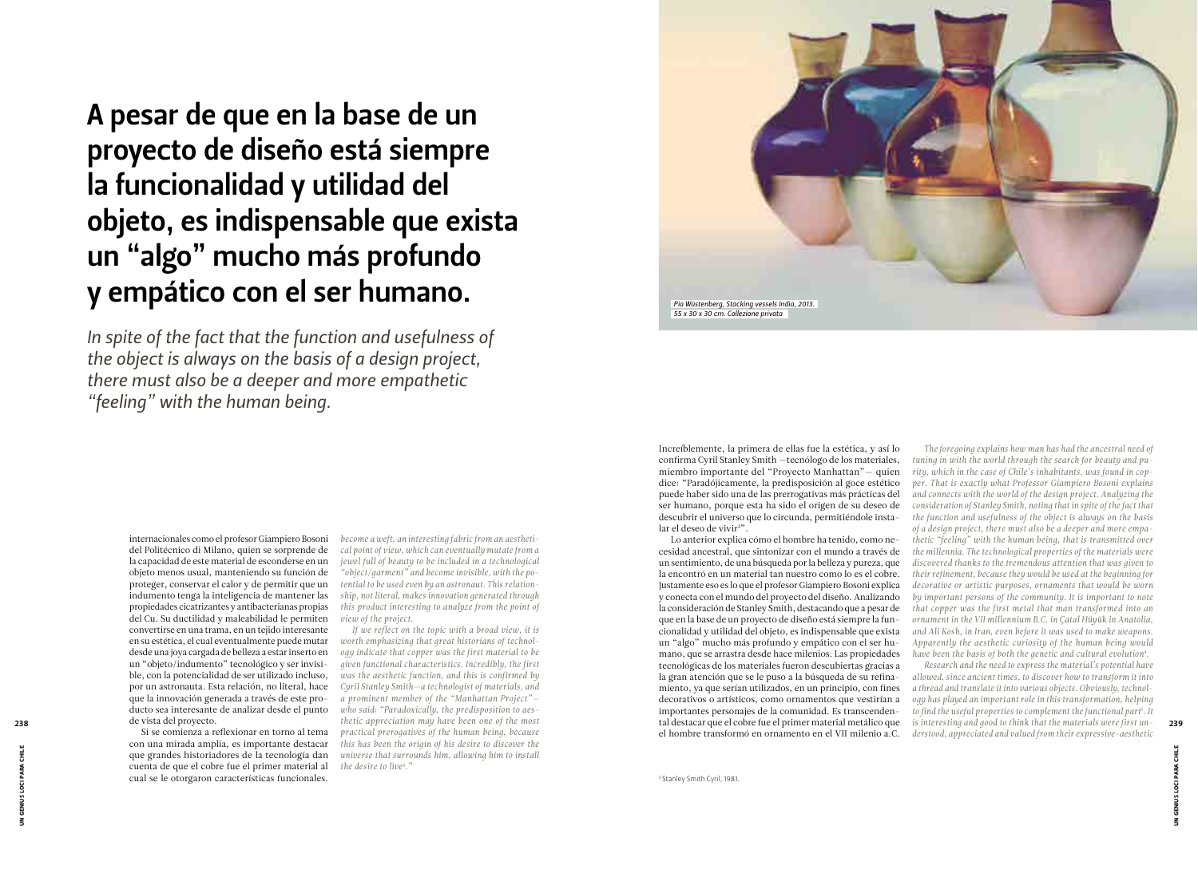# A pesar de que en la base de un proyecto de diseño está siempre la funcionalidad y utilidad del objeto, es indispensable que exista un "algo" mucho más profundo y empático con el ser humano.

*In spite of the fact that the function and usefulness of the object is always on the basis of a design project, there must also be a deeper and more empathetic "feeling" with the human being.*

*Pia Wüstenberg, Stacking vessels India, 2013. 55 x 30 x 30 cm. Collezione privata*

internacionales como el profesor Giampiero Bosoni del Politécnico di Milano, quien se sorprende de la capacidad de este material de esconderse en un objeto menos usual, manteniendo su función de proteger, conservar el calor y de permitir que un indumento tenga la inteligencia de mantener las propiedades cicatrizantes y antibacterianas propias del Cu. Su ductilidad y maleabilidad le permiten convertirse en una trama, en un tejido interesante en su estética, el cual eventualmente puede mutar desde una joya cargada de belleza a estar inserto en un "objeto/indumento" tecnológico y ser invisible, con la potencialidad de ser utilizado incluso, por un astronauta. Esta relación, no literal, hace que la innovación generada a través de este producto sea interesante de analizar desde el punto de vista del proyecto.

Si se comienza a reflexionar en torno al tema con una mirada amplia, es importante destacar que grandes historiadores de la tecnología dan cuenta de que el cobre fue el primer material al cual se le otorgaron características funcionales. Increíblemente, la primera de ellas fue la estética, y así lo confirma Cyril Stanley Smith —tecnólogo de los materiales, miembro importante del "Proyecto Manhattan"— quien dice: "Paradójicamente, la predisposición al goce estético puede haber sido una de las prerrogativas más prácticas del ser humano, porque esta ha sido el origen de su deseo de descubrir el universo que lo circunda, permitiéndole instalar el deseo de vivir[3]".

Lo anterior explica cómo el hombre ha tenido, como necesidad ancestral, que sintonizar con el mundo a través de un sentimiento, de una búsqueda por la belleza y pureza, que la encontró en un material tan nuestro como lo es el cobre. Justamente eso es lo que el profesor Giampiero Bosoni explica y conecta con el mundo del proyecto del diseño. Analizando la consideración de Stanley Smith, destacando que a pesar de que en la base de un proyecto de diseño está siempre la funcionalidad y utilidad del objeto, es indispensable que exista un "algo" mucho más profundo y empático con el ser humano, que se arrastra desde hace milenios. Las propiedades tecnológicas de los materiales fueron descubiertas gracias a la gran atención que se le puso a la búsqueda de su refinamiento, ya que serían utilizados, en un principio, con fines decorativos o artísticos, como ornamentos que vestirían a importantes personajes de la comunidad. Es transcendental destacar que el cobre fue el primer material metálico que el hombre transformó en ornamento en el VII milenio a.C.

*become a weft, an interesting fabric from an aesthetical point of view, which can eventually mutate from a jewel full of beauty to be included in a technological "object/garment" and become invisible, with the potential to be used even by an astronaut. This relationship, not literal, makes innovation generated through this product interesting to analyze from the point of view of the project.*

*If we reflect on the topic with a broad view, it is worth emphasizing that great historians of technology indicate that copper was the first material to be given functional characteristics. Incredibly, the first was the aesthetic function, and this is confirmed by Cyril Stanley Smith—a technologist of materials, and a prominent member of the "Manhattan Project"—who said: "Paradoxically, the predisposition to aesthetic appreciation may have been one of the most practical prerogatives of the human being, because this has been the origin of his desire to discover the universe that surrounds him, allowing him to install the desire to live[3]."*

*The foregoing explains how man has had the ancestral need of tuning in with the world through the search for beauty and purity, which in the case of Chile's inhabitants, was found in copper. That is exactly what Professor Giampiero Bosoni explains and connects with the world of the design project. Analyzing the consideration of Stanley Smith, noting that in spite of the fact that the function and usefulness of the object is always on the basis of a design project, there must also be a deeper and more empathetic "feeling" with the human being, that is transmitted over the millennia. The technological properties of the materials were discovered thanks to the tremendous attention that was given to their refinement, because they would be used at the beginning for decorative or artistic purposes, ornaments that would be worn by important persons of the community. It is important to note that copper was the first metal that man transformed into an ornament in the VII millennium B.C. in Çatal Hüyük in Anatolia, and Ali Kosh, in Iran, even before it was used to make weapons. Apparently the aesthetic curiosity of the human being would have been the basis of both the genetic and cultural evolution[4].*

*Research and the need to express the material's potential have allowed, since ancient times, to discover how to transform it into a thread and translate it into various objects. Obviously, technology has played an important role in this transformation, helping to find the useful properties to complement the functional part[5]. It is interesting and good to think that the materials were first understood, appreciated and valued from their expressive-aesthetic*

[3] Stanley Smith Cyril, 1981.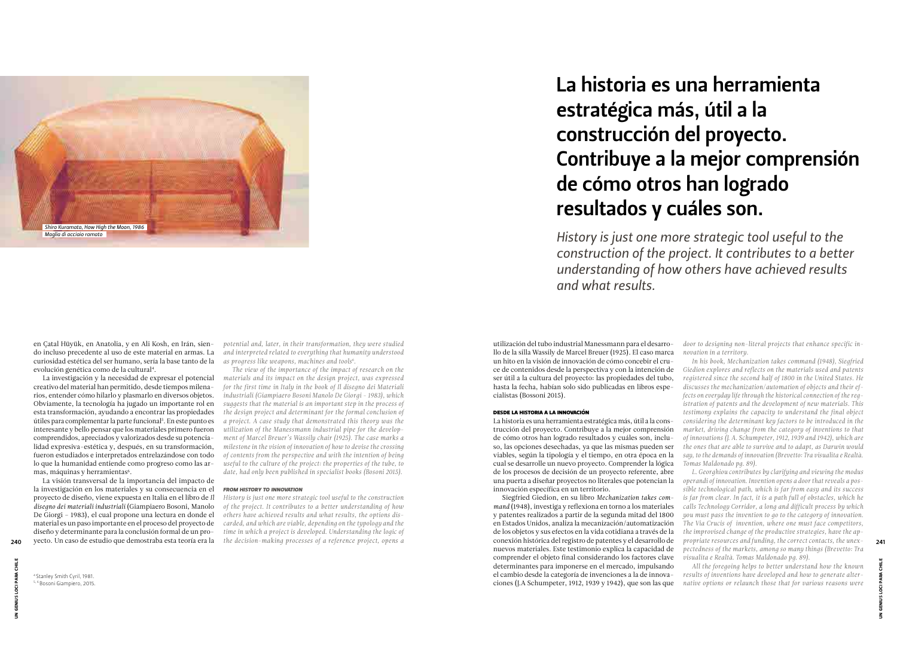Shiro Kuramata, How High the Moon, 1986
Maglia di acciaio ramato

# La historia es una herramienta estratégica más, útil a la construcción del proyecto. Contribuye a la mejor comprensión de cómo otros han logrado resultados y cuáles son.

*History is just one more strategic tool useful to the construction of the project. It contributes to a better understanding of how others have achieved results and what results.*

en Çatal Hüyük, en Anatolia, y en Ali Kosh, en Irán, siendo incluso precedente al uso de este material en armas. La curiosidad estética del ser humano, sería la base tanto de la evolución genética como de la cultural[4].

La investigación y la necesidad de expresar el potencial creativo del material han permitido, desde tiempos milenarios, entender cómo hilarlo y plasmarlo en diversos objetos. Obviamente, la tecnología ha jugado un importante rol en esta transformación, ayudando a encontrar las propiedades útiles para complementar la parte funcional[5]. En este punto es interesante y bello pensar que los materiales primero fueron comprendidos, apreciados y valorizados desde su potencialidad expresiva-estética y, después, en su transformación, fueron estudiados e interpretados entrelazándose con todo lo que la humanidad entiende como progreso como las armas, máquinas y herramientas[6].

La visión transversal de la importancia del impacto de la investigación en los materiales y su consecuencia en el proyecto de diseño, viene expuesta en Italia en el libro de *Il disegno dei materiali industriali* (Giampiaero Bosoni, Manolo De Giorgi - 1983), el cual propone una lectura en donde el material es un paso importante en el proceso del proyecto de diseño y determinante para la conclusión formal de un proyecto. Un caso de estudio que demostraba esta teoría era la utilización del tubo industrial Manessmann para el desarrollo de la silla Wassily de Marcel Breuer (1925). El caso marca un hito en la visión de innovación de cómo concebir el cruce de contenidos desde la perspectiva y con la intención de ser útil a la cultura del proyecto: las propiedades del tubo, hasta la fecha, habían solo sido publicadas en libros especialistas (Bossoni 2015).

*potential and, later, in their transformation, they were studied and interpreted related to everything that humanity understood as progress like weapons, machines and tools[6].*

*The view of the importance of the impact of research on the materials and its impact on the design project, was expressed for the first time in Italy in the book of Il disegno dei Materiali industriali (Giampiaero Bosoni Manolo De Giorgi - 1983), which suggests that the material is an important step in the process of the design project and determinant for the formal conclusion of a project. A case study that demonstrated this theory was the utilization of the Manessmann industrial pipe for the development of Marcel Breuer's Wassily chair (1925). The case marks a milestone in the vision of innovation of how to devise the crossing of contents from the perspective and with the intention of being useful to the culture of the project: the properties of the tube, to date, had only been published in specialist books (Bosoni 2015).*

### DESDE LA HISTORIA A LA INNOVACIÓN

La historia es una herramienta estratégica más, útil a la construcción del proyecto. Contribuye a la mejor comprensión de cómo otros han logrado resultados y cuáles son, incluso, las opciones desechadas, ya que las mismas pueden ser viables, según la tipología y el tiempo, en otra época en la cual se desarrolle un nuevo proyecto. Comprender la lógica de los procesos de decisión de un proyecto referente, abre una puerta a diseñar proyectos no literales que potencian la innovación específica en un territorio.

Siegfried Giedion, en su libro *Mechanization takes command* (1948), investiga y reflexiona en torno a los materiales y patentes realizados a partir de la segunda mitad del 1800 en Estados Unidos, analiza la mecanización/automatización de los objetos y sus efectos en la vida cotidiana a través de la conexión histórica del registro de patentes y el desarrollo de nuevos materiales. Este testimonio explica la capacidad de comprender el objeto final considerando los factores clave determinantes para imponerse en el mercado, impulsando el cambio desde la categoría de invenciones a la de innovaciones (J.A Schumpeter, 1912, 1939 y 1942), que son las que

### *FROM HISTORY TO INNOVATION*

*History is just one more strategic tool useful to the construction of the project. It contributes to a better understanding of how others have achieved results and what results, the options discarded, and which are viable, depending on the typology and the time in which a project is developed. Understanding the logic of the decision-making processes of a reference project, opens a door to designing non-literal projects that enhance specific innovation in a territory.*

*In his book, Mechanization takes command (1948), Siegfried Giedion explores and reflects on the materials used and patents registered since the second half of 1800 in the United States. He discusses the mechanization/automation of objects and their effects on everyday life through the historical connection of the registration of patents and the development of new materials. This testimony explains the capacity to understand the final object considering the determinant key factors to be introduced in the market, driving change from the category of inventions to that of innovations (J. A. Schumpeter, 1912, 1939 and 1942), which are the ones that are able to survive and to adapt, as Darwin would say, to the demands of innovation (Brevetto: Tra visualita e Realtà. Tomas Maldonado pg. 89).*

*L. Georghiou contributes by clarifying and viewing the modus operandi of innovation. Invention opens a door that reveals a possible technological path, which is far from easy and its success is far from clear. In fact, it is a path full of obstacles, which he calls Technology Corridor, a long and difficult process by which you must pass the invention to go to the category of innovation. The Via Crucis of invention, where one must face competitors, the improvised change of the productive strategies, have the appropriate resources and funding, the correct contacts, the unexpectedness of the markets, among so many things (Brevetto: Tra visualita e Realtà. Tomas Maldonado pg. 89).*

*All the foregoing helps to better understand how the known results of inventions have developed and how to generate alternative options or relaunch those that for various reasons were*

[4] Stanley Smith Cyril, 1981.
[5, 6] Bosoni Giampiero, 2015.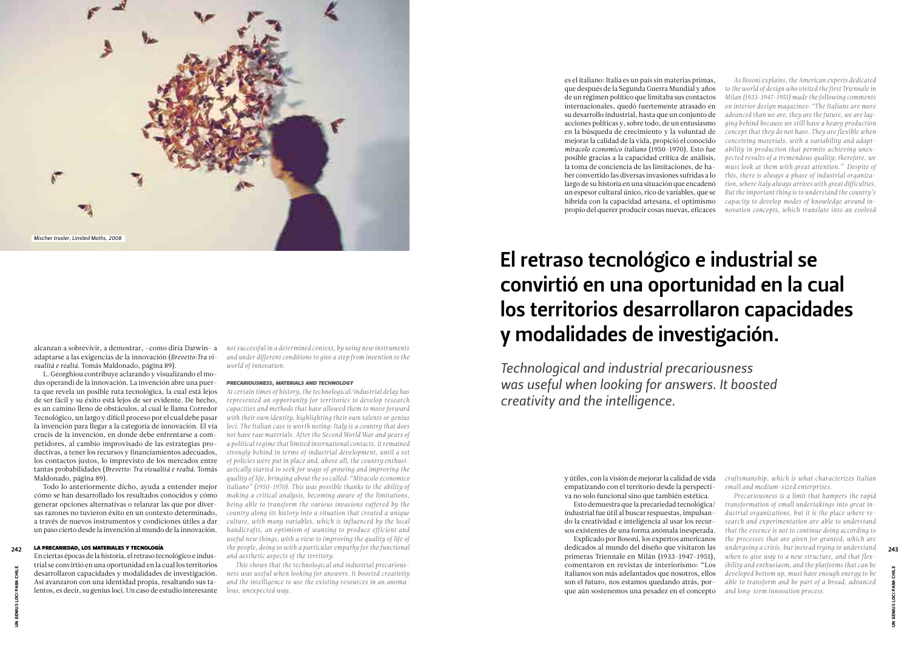Mischer traxler, Limited Moths, 2008

alcanzan a sobrevivir, a demostrar, –como diría Darwin– a adaptarse a las exigencias de la innovación (*Brevetto:Tra visualitá e realtá*. Tomás Maldonado, página 89).

L. Georghiou contribuye aclarando y visualizando el modus operandi de la innovación. La invención abre una puerta que revela un posible ruta tecnológica, la cual está lejos de ser fácil y su éxito está lejos de ser evidente. De hecho, es un camino lleno de obstáculos, al cual le llama Corredor Tecnológico, un largo y difícil proceso por el cual debe pasar la invención para llegar a la categoría de innovación. El vía crucis de la invención, en donde debe enfrentarse a competidores, al cambio improvisado de las estrategias productivas, a tener los recursos y financiamientos adecuados, los contactos justos, lo imprevisto de los mercados entre tantas probabilidades (*Brevetto: Tra visualitá e realtá*. Tomás Maldonado, página 89).

Todo lo anteriormente dicho, ayuda a entender mejor cómo se han desarrollado los resultados conocidos y cómo generar opciones alternativas o relanzar las que por diversas razones no tuvieron éxito en un contexto determinado, a través de nuevos instrumentos y condiciones útiles a dar un paso cierto desde la invención al mundo de la innovación.

### LA PRECARIEDAD, LOS MATERIALES Y TECNOLOGÍA

En ciertas épocas de la historia, el retraso tecnológico e industrial se convirtió en una oportunidad en la cual los territorios desarrollaron capacidades y modalidades de investigación. Así avanzaron con una identidad propia, resaltando sus talentos, es decir, su genius loci. Un caso de estudio interesante es el italiano: Italia es un país sin materias primas, que después de la Segunda Guerra Mundial y años de un régimen político que limitaba sus contactos internacionales, quedó fuertemente atrasado en su desarrollo industrial, hasta que un conjunto de acciones políticas y, sobre todo, de un entusiasmo en la búsqueda de crecimiento y la voluntad de mejorar la calidad de la vida, propició el conocido *miracolo economico italiano* (1950-1970). Esto fue posible gracias a la capacidad crítica de análisis, la toma de conciencia de las limitaciones, de haber convertido las diversas invasiones sufridas a lo largo de su historia en una situación que encadenó un espesor cultural único, rico de variables, que se hibrida con la capacidad artesana, el optimismo propio del querer producir cosas nuevas, eficaces y útiles, con la visión de mejorar la calidad de vida empatizando con el territorio desde la perspectiva no solo funcional sino que también estética.

Esto demuestra que la precariedad tecnológica/industrial fue útil al buscar respuestas, impulsando la creatividad e inteligencia al usar los recursos existentes de una forma anómala inesperada.

Explicado por Bosoni, los expertos americanos dedicados al mundo del diseño que visitaron las primeras Triennale en Milán (1933-1947-1951), comentaron en revistas de interiorismo: "Los italianos son más adelantados que nosotros, ellos son el futuro, nos estamos quedando atrás, porque aún sostenemos una pesadez en el concepto

*not successful in a determined context, by using new instruments and under different conditions to give a step from invention to the world of innovation.*

### *PRECARIOUSNESS, MATERIALS AND TECHNOLOGY*

*At certain times of history, the technological/industrial delay has represented an opportunity for territories to develop research capacities and methods that have allowed them to move forward with their own identity, highlighting their own talents or genius loci. The Italian case is worth noting: Italy is a country that does not have raw materials. After the Second World War and years of a political regime that limited international contacts, it remained strongly behind in terms of industrial development, until a set of policies were put in place and, above all, the country enthusiastically started to seek for ways of growing and improving the quality of life, bringing about the so called: "Miracolo economico italiano" (1950-1970). This was possible thanks to the ability of making a critical analysis, becoming aware of the limitations, being able to transform the various invasions suffered by the country along its history into a situation that created a unique culture, with many variables, which is influenced by the local handicrafts, an optimism of wanting to produce efficient and useful new things, with a view to improving the quality of life of the people, doing so with a particular empathy for the functional and aesthetic aspects of the territory.*

*This shows that the technological and industrial precariousness was useful when looking for answers. It boosted creativity and the intelligence to use the existing resources in an anomalous, unexpected way.*

*As Bosoni explains, the American experts dedicated to the world of design who visited the first Triennale in Milan (1933-1947-1951) made the following comments on interior design magazines: "The Italians are more advanced than we are, they are the future, we are lagging behind because we still have a heavy production concept that they do not have. They are flexible when conceiving materials, with a variability and adaptability in production that permits achieving unexpected results of a tremendous quality; therefore, we must look at them with great attention." Despite of this, there is always a phase of industrial organization, where Italy always arrives with great difficulties. But the important thing is to understand the country's capacity to develop modes of knowledge around innovation concepts, which translate into an evolved craftsmanship, which is what characterizes Italian small and medium-sized enterprises.*

*Precariousness is a limit that hampers the rapid transformation of small undertakings into great industrial organizations, but it is the place where research and experimentation are able to understand that the essence is not to continue doing according to the processes that are given for granted, which are undergoing a crisis, but instead trying to understand when to give way to a new structure, and that flexibility and enthusiasm, and the platforms that can be developed bottom up, must have enough energy to be able to transform and be part of a broad, advanced and long-term innovation process.*

## El retraso tecnológico e industrial se convirtió en una oportunidad en la cual los territorios desarrollaron capacidades y modalidades de investigación.

*Technological and industrial precariousness was useful when looking for answers. It boosted creativity and the intelligence.*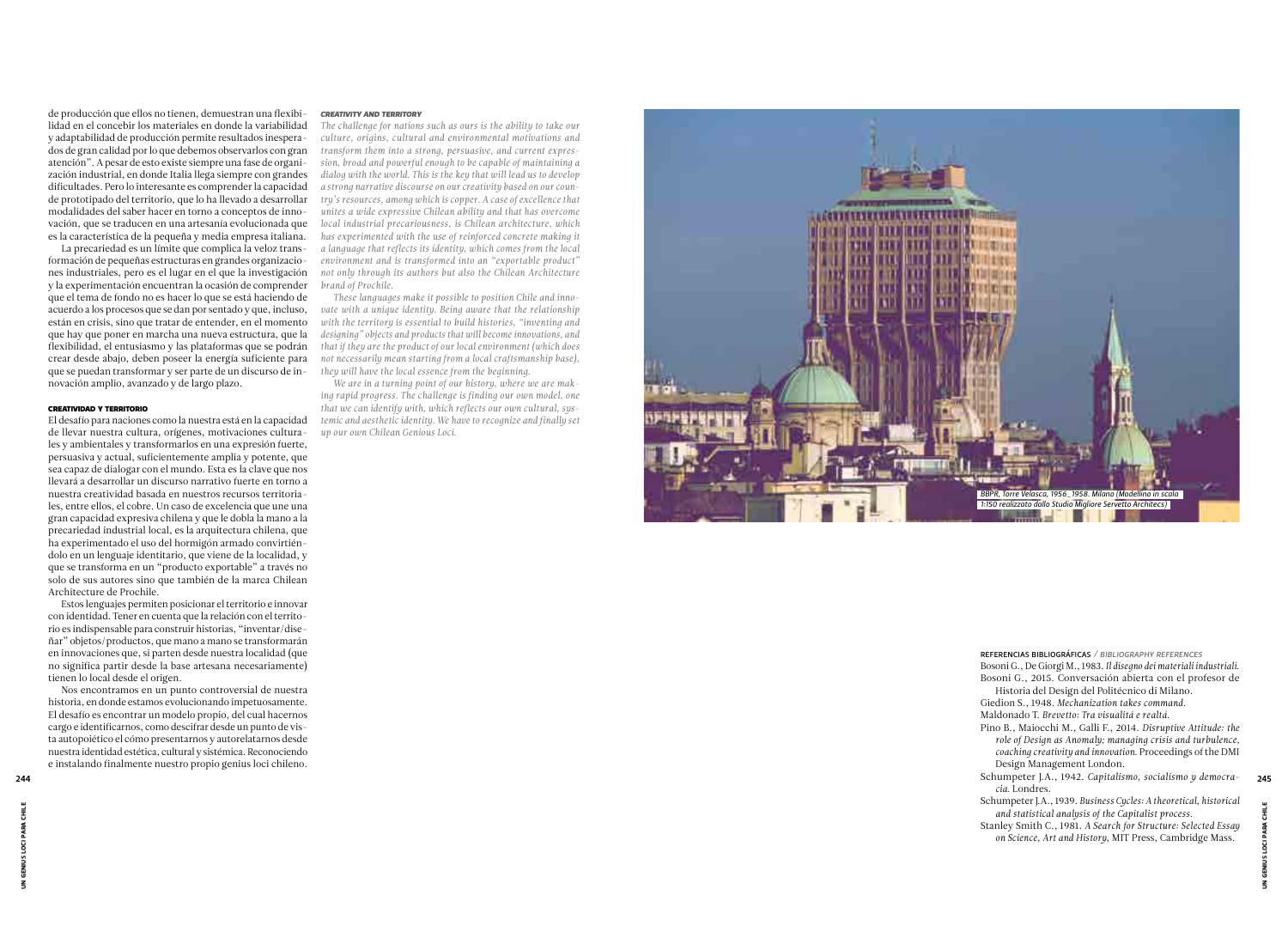de producción que ellos no tienen, demuestran una flexibilidad en el concebir los materiales en donde la variabilidad y adaptabilidad de producción permite resultados inesperados de gran calidad por lo que debemos observarlos con gran atención". A pesar de esto existe siempre una fase de organización industrial, en donde Italia llega siempre con grandes dificultades. Pero lo interesante es comprender la capacidad de prototipado del territorio, que lo ha llevado a desarrollar modalidades del saber hacer en torno a conceptos de innovación, que se traducen en una artesanía evolucionada que es la característica de la pequeña y media empresa italiana.

La precariedad es un límite que complica la veloz transformación de pequeñas estructuras en grandes organizaciones industriales, pero es el lugar en el que la investigación y la experimentación encuentran la ocasión de comprender que el tema de fondo no es hacer lo que se está haciendo de acuerdo a los procesos que se dan por sentado y que, incluso, están en crisis, sino que tratar de entender, en el momento que hay que poner en marcha una nueva estructura, que la flexibilidad, el entusiasmo y las plataformas que se podrán crear desde abajo, deben poseer la energía suficiente para que se puedan transformar y ser parte de un discurso de innovación amplio, avanzado y de largo plazo.

#### CREATIVIDAD Y TERRITORIO

El desafío para naciones como la nuestra está en la capacidad de llevar nuestra cultura, orígenes, motivaciones culturales y ambientales y transformarlos en una expresión fuerte, persuasiva y actual, suficientemente amplia y potente, que sea capaz de dialogar con el mundo. Esta es la clave que nos llevará a desarrollar un discurso narrativo fuerte en torno a nuestra creatividad basada en nuestros recursos territoriales, entre ellos, el cobre. Un caso de excelencia que une una gran capacidad expresiva chilena y que le dobla la mano a la precariedad industrial local, es la arquitectura chilena, que ha experimentado el uso del hormigón armado convirtiéndolo en un lenguaje identitario, que viene de la localidad, y que se transforma en un "producto exportable" a través no solo de sus autores sino que también de la marca Chilean Architecture de Prochile.

Estos lenguajes permiten posicionar el territorio e innovar con identidad. Tener en cuenta que la relación con el territorio es indispensable para construir historias, "inventar/diseñar" objetos/productos, que mano a mano se transformarán en innovaciones que, si parten desde nuestra localidad (que no significa partir desde la base artesana necesariamente) tienen lo local desde el origen.

Nos encontramos en un punto controversial de nuestra historia, en donde estamos evolucionando impetuosamente. El desafío es encontrar un modelo propio, del cual hacernos cargo e identificarnos, como descifrar desde un punto de vista autopoiético el cómo presentarnos y autorelatarnos desde nuestra identidad estética, cultural y sistémica. Reconociendo e instalando finalmente nuestro propio genius loci chileno.

#### *CREATIVITY AND TERRITORY*

*The challenge for nations such as ours is the ability to take our culture, origins, cultural and environmental motivations and transform them into a strong, persuasive, and current expression, broad and powerful enough to be capable of maintaining a dialog with the world. This is the key that will lead us to develop a strong narrative discourse on our creativity based on our country's resources, among which is copper. A case of excellence that unites a wide expressive Chilean ability and that has overcome local industrial precariousness, is Chilean architecture, which has experimented with the use of reinforced concrete making it a language that reflects its identity, which comes from the local environment and is transformed into an "exportable product" not only through its authors but also the Chilean Architecture brand of Prochile.*

*These languages make it possible to position Chile and innovate with a unique identity. Being aware that the relationship with the territory is essential to build histories, "inventing and designing" objects and products that will become innovations, and that if they are the product of our local environment (which does not necessarily mean starting from a local craftsmanship base), they will have the local essence from the beginning.*

*We are in a turning point of our history, where we are making rapid progress. The challenge is finding our own model, one that we can identify with, which reflects our own cultural, systemic and aesthetic identity. We have to recognize and finally set up our own Chilean Genious Loci.*

*BBPR, Torre Velasca, 1956_1958. Milano (Modellino in scala 1:150 realizzato dallo Studio Migliore Servetto Architecs)*

REFERENCIAS BIBLIOGRÁFICAS / *BIBLIOGRAPHY REFERENCES*

Bosoni G., De Giorgi M., 1983. *Il disegno dei materiali industriali.*

Bosoni G., 2015. Conversación abierta con el profesor de Historia del Design del Politécnico di Milano.

Giedion S., 1948. *Mechanization takes command.*

Maldonado T. *Brevetto: Tra visualitá e realtá.*

Pino B., Maiocchi M., Galli F., 2014. *Disruptive Attitude: the role of Design as Anomaly; managing crisis and turbulence, coaching creativity and innovation.* Proceedings of the DMI Design Management London.

Schumpeter J.A., 1942. *Capitalismo, socialismo y democracia.* Londres.

Schumpeter J.A., 1939. *Business Cycles: A theoretical, historical and statistical analysis of the Capitalist process.*

Stanley Smith C., 1981. *A Search for Structure: Selected Essay on Science, Art and History,* MIT Press, Cambridge Mass.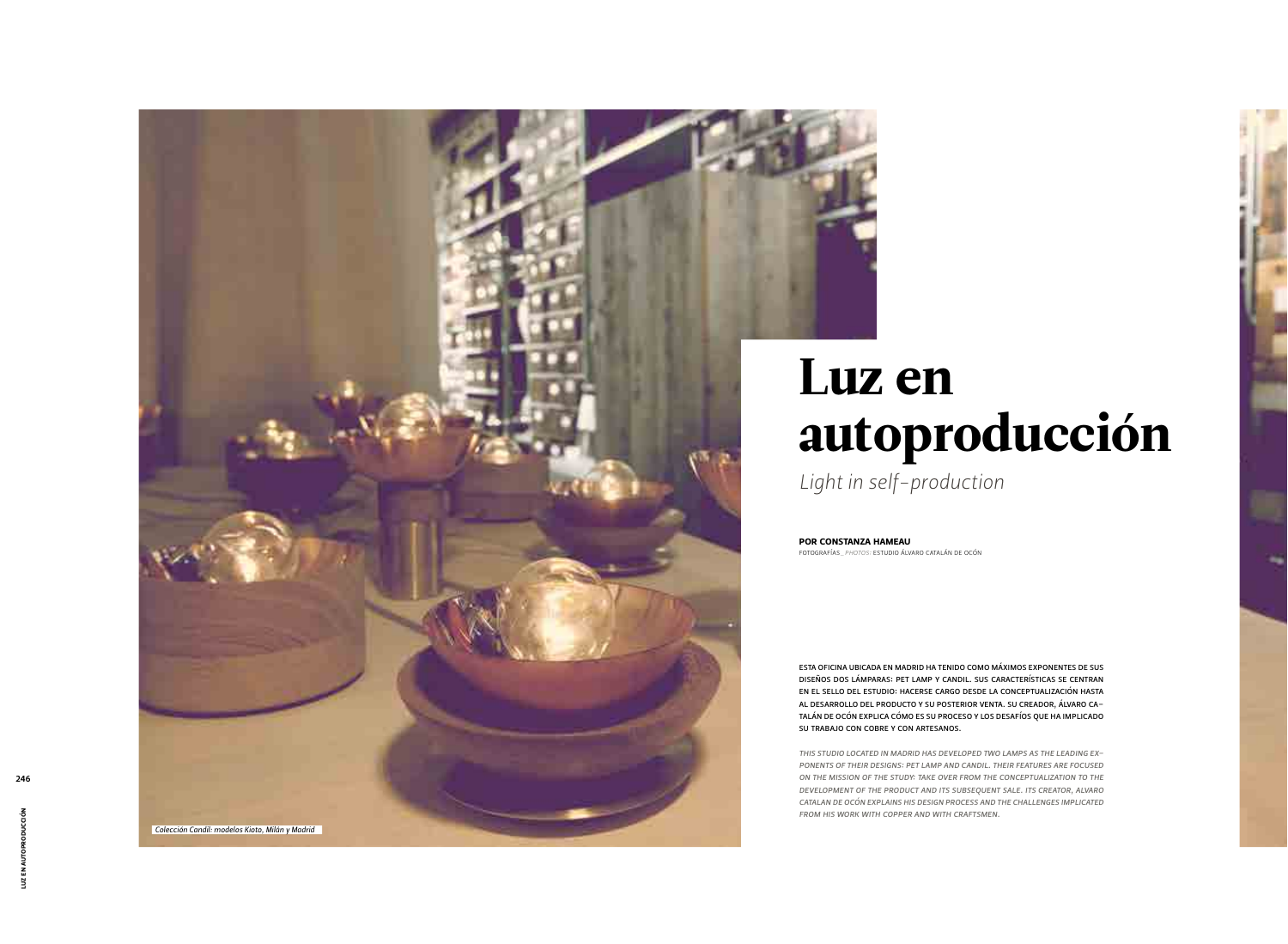# Luz en autoproducción

*Light in self-production*

**POR CONSTANZA HAMEAU**

FOTOGRAFÍAS_*PHOTOS:* ESTUDIO ÁLVARO CATALÁN DE OCÓN

ESTA OFICINA UBICADA EN MADRID HA TENIDO COMO MÁXIMOS EXPONENTES DE SUS DISEÑOS DOS LÁMPARAS: PET LAMP Y CANDIL. SUS CARACTERÍSTICAS SE CENTRAN EN EL SELLO DEL ESTUDIO: HACERSE CARGO DESDE LA CONCEPTUALIZACIÓN HASTA AL DESARROLLO DEL PRODUCTO Y SU POSTERIOR VENTA. SU CREADOR, ÁLVARO CATALÁN DE OCÓN EXPLICA CÓMO ES SU PROCESO Y LOS DESAFÍOS QUE HA IMPLICADO SU TRABAJO CON COBRE Y CON ARTESANOS.

*THIS STUDIO LOCATED IN MADRID HAS DEVELOPED TWO LAMPS AS THE LEADING EXPONENTS OF THEIR DESIGNS: PET LAMP AND CANDIL. THEIR FEATURES ARE FOCUSED ON THE MISSION OF THE STUDY: TAKE OVER FROM THE CONCEPTUALIZATION TO THE DEVELOPMENT OF THE PRODUCT AND ITS SUBSEQUENT SALE. ITS CREATOR, ALVARO CATALAN DE OCÓN EXPLAINS HIS DESIGN PROCESS AND THE CHALLENGES IMPLICATED FROM HIS WORK WITH COPPER AND WITH CRAFTSMEN.*

*Colección Candil: modelos Kioto, Milán y Madrid*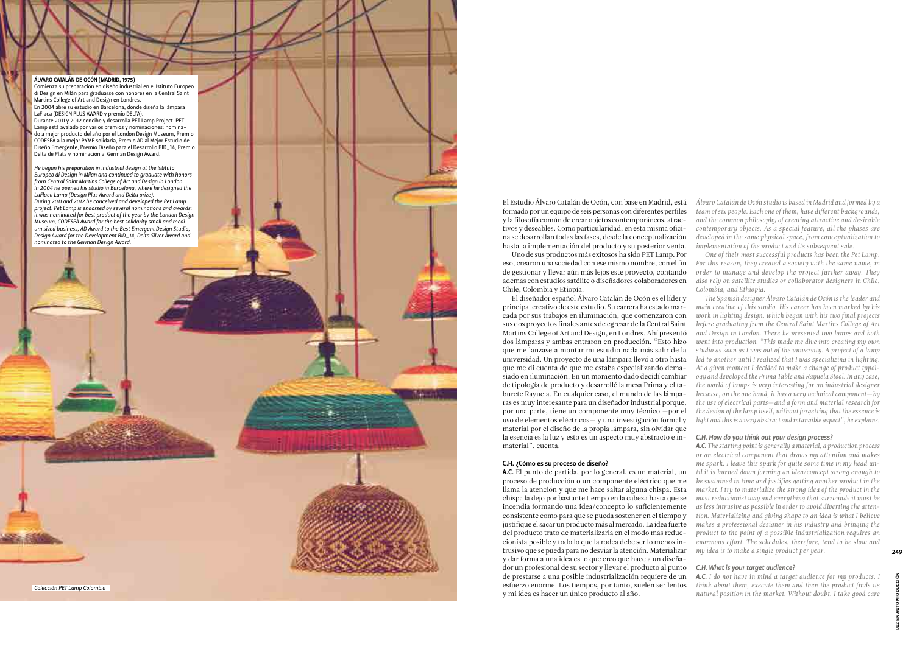**ÁLVARO CATALÁN DE OCÓN (MADRID, 1975)**

Comienza su preparación en diseño industrial en el Istituto Europeo di Design en Milán para graduarse con honores en la Central Saint Martins College of Art and Design en Londres.

En 2004 abre su estudio en Barcelona, donde diseña la lámpara LaFlaca (DESIGN PLUS AWARD y premio DELTA).

Durante 2011 y 2012 concibe y desarrolla PET Lamp Project. PET Lamp está avalado por varios premios y nominaciones: nominado a mejor producto del año por el London Design Museum, Premio CODESPA a la mejor PYME solidaria, Premio AD al Mejor Estudio de Diseño Emergente, Premio Diseño para el Desarrollo BID_14, Premio Delta de Plata y nominación al German Design Award.

*He began his preparation in industrial design at the Istituto Europeo di Design in Milan and continued to graduate with honors from Central Saint Martins College of Art and Design in London. In 2004 he opened his studio in Barcelona, where he designed the LaFlaca Lamp (Design Plus Award and Delta prize).*

*During 2011 and 2012 he conceived and developed the Pet Lamp project. Pet Lamp is endorsed by several nominations and awards: it was nominated for best product of the year by the London Design Museum, CODESPA Award for the best solidarity small and medium sized business, AD Award to the Best Emergent Design Studio, Design Award for the Development BID_14, Delta Silver Award and nominated to the German Design Award.*

*Colección PET Lamp Colombia*

El Estudio Álvaro Catalán de Ocón, con base en Madrid, está formado por un equipo de seis personas con diferentes perfiles y la filosofía común de crear objetos contemporáneos, atractivos y deseables. Como particularidad, en esta misma oficina se desarrollan todas las fases, desde la conceptualización hasta la implementación del producto y su posterior venta.

Uno de sus productos más exitosos ha sido PET Lamp. Por eso, crearon una sociedad con ese mismo nombre, con el fin de gestionar y llevar aún más lejos este proyecto, contando además con estudios satélite o diseñadores colaboradores en Chile, Colombia y Etiopía.

El diseñador español Álvaro Catalán de Ocón es el líder y principal creativo de este estudio. Su carrera ha estado marcada por sus trabajos en iluminación, que comenzaron con sus dos proyectos finales antes de egresar de la Central Saint Martins College of Art and Design, en Londres. Ahí presentó dos lámparas y ambas entraron en producción. "Esto hizo que me lanzase a montar mi estudio nada más salir de la universidad. Un proyecto de una lámpara llevó a otro hasta que me di cuenta de que me estaba especializando demasiado en iluminación. En un momento dado decidí cambiar de tipología de producto y desarrollé la mesa Prima y el taburete Rayuela. En cualquier caso, el mundo de las lámparas es muy interesante para un diseñador industrial porque, por una parte, tiene un componente muy técnico —por el uso de elementos eléctricos— y una investigación formal y material por el diseño de la propia lámpara, sin olvidar que la esencia es la luz y esto es un aspecto muy abstracto e inmaterial", cuenta.

**C.H. ¿Cómo es su proceso de diseño?**

**A.C.** El punto de partida, por lo general, es un material, un proceso de producción o un componente eléctrico que me llama la atención y que me hace saltar alguna chispa. Esta chispa la dejo por bastante tiempo en la cabeza hasta que se incendia formando una idea/concepto lo suficientemente consistente como para que se pueda sostener en el tiempo y justifique el sacar un producto más al mercado. La idea fuerte del producto trato de materializarla en el modo más reduccionista posible y todo lo que la rodea debe ser lo menos intrusivo que se pueda para no desviar la atención. Materializar y dar forma a una idea es lo que creo que hace a un diseñador un profesional de su sector y llevar el producto al punto de prestarse a una posible industrialización requiere de un esfuerzo enorme. Los tiempos, por tanto, suelen ser lentos y mi idea es hacer un único producto al año.

*Álvaro Catalán de Ocón studio is based in Madrid and formed by a team of six people. Each one of them, have different backgrounds, and the common philosophy of creating attractive and desirable contemporary objects. As a special feature, all the phases are developed in the same physical space, from conceptualization to implementation of the product and its subsequent sale.*

*One of their most successful products has been the Pet Lamp. For this reason, they created a society with the same name, in order to manage and develop the project further away. They also rely on satellite studies or collaborator designers in Chile, Colombia, and Ethiopia.*

*The Spanish designer Álvaro Catalán de Ocón is the leader and main creative of this studio. His career has been marked by his work in lighting design, which began with his two final projects before graduating from the Central Saint Martins College of Art and Design in London. There he presented two lamps and both went into production. "This made me dive into creating my own studio as soon as I was out of the university. A project of a lamp led to another until I realized that I was specializing in lighting. At a given moment I decided to make a change of product typology and developed the Prima Table and Rayuela Stool. In any case, the world of lamps is very interesting for an industrial designer because, on the one hand, it has a very technical component—by the use of electrical parts—and a form and material research for the design of the lamp itself, without forgetting that the essence is light and this is a very abstract and intangible aspect", he explains.*

***C.H. How do you think out your design process?***

***A.C.*** *The starting point is generally a material, a production process or an electrical component that draws my attention and makes me spark. I leave this spark for quite some time in my head until it is burned down forming an idea/concept strong enough to be sustained in time and justifies getting another product in the market. I try to materialize the strong idea of the product in the most reductionist way and everything that surrounds it must be as less intrusive as possible in order to avoid diverting the attention. Materializing and giving shape to an idea is what I believe makes a professional designer in his industry and bringing the product to the point of a possible industrialization requires an enormous effort. The schedules, therefore, tend to be slow and my idea is to make a single product per year.*

***C.H. What is your target audience?***

***A.C.*** *I do not have in mind a target audience for my products. I think about them, execute them and then the product finds its natural position in the market. Without doubt, I take good care*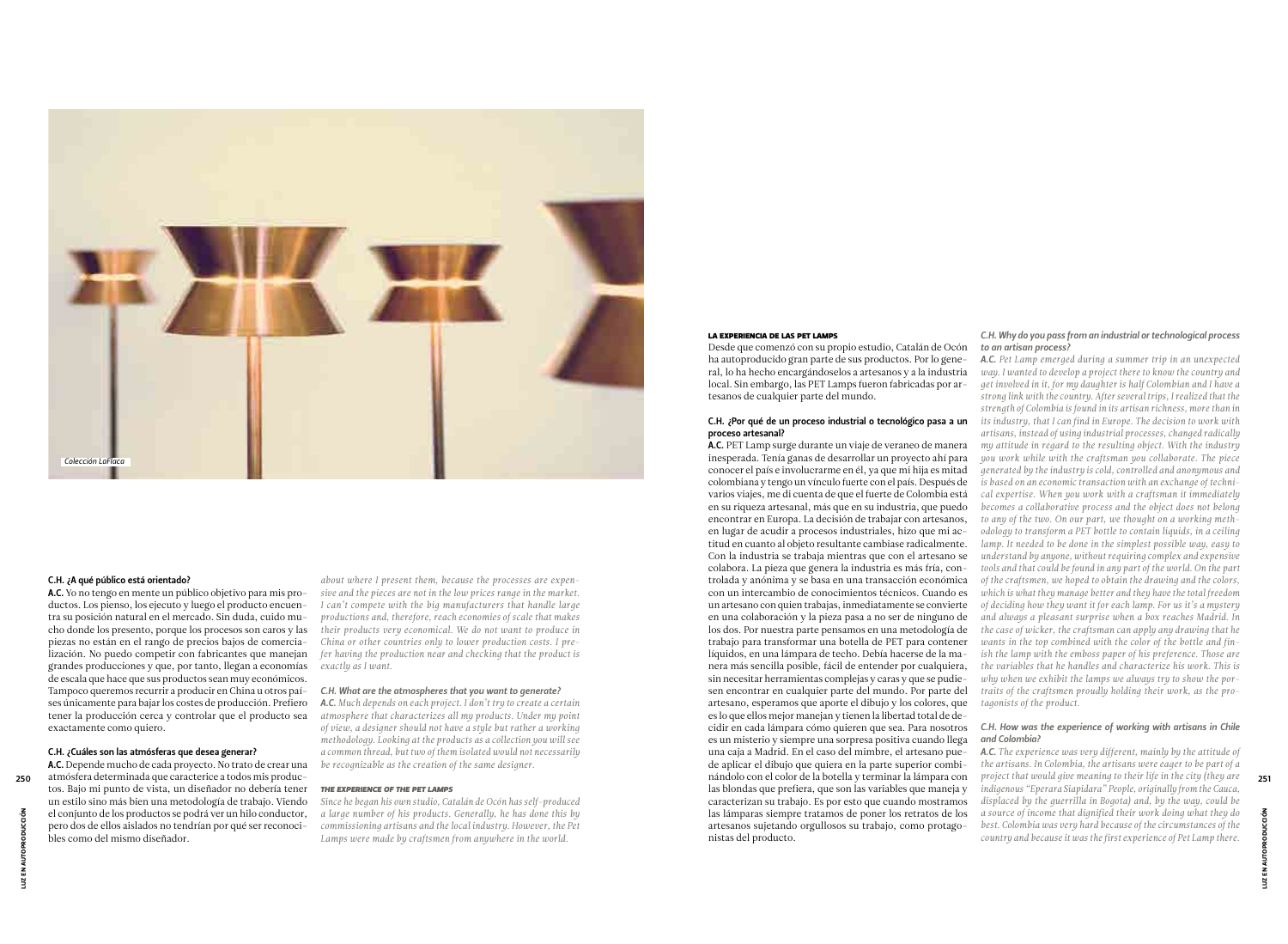Colección LaFlaca

#### C.H. ¿A qué público está orientado?

**A.C.** Yo no tengo en mente un público objetivo para mis productos. Los pienso, los ejecuto y luego el producto encuentra su posición natural en el mercado. Sin duda, cuido mucho donde los presento, porque los procesos son caros y las piezas no están en el rango de precios bajos de comercialización. No puedo competir con fabricantes que manejan grandes producciones y que, por tanto, llegan a economías de escala que hace que sus productos sean muy económicos. Tampoco queremos recurrir a producir en China u otros países únicamente para bajar los costes de producción. Prefiero tener la producción cerca y controlar que el producto sea exactamente como quiero.

#### C.H. ¿Cuáles son las atmósferas que desea generar?

**A.C.** Depende mucho de cada proyecto. No trato de crear una atmósfera determinada que caracterice a todos mis productos. Bajo mi punto de vista, un diseñador no debería tener un estilo sino más bien una metodología de trabajo. Viendo el conjunto de los productos se podrá ver un hilo conductor, pero dos de ellos aislados no tendrían por qué ser reconocibles como del mismo diseñador.

*about where I present them, because the processes are expensive and the pieces are not in the low prices range in the market. I can't compete with the big manufacturers that handle large productions and, therefore, reach economies of scale that makes their products very economical. We do not want to produce in China or other countries only to lower production costs. I prefer having the production near and checking that the product is exactly as I want.*

#### *C.H. What are the atmospheres that you want to generate?*

***A.C.** Much depends on each project. I don't try to create a certain atmosphere that characterizes all my products. Under my point of view, a designer should not have a style but rather a working methodology. Looking at the products as a collection you will see a common thread, but two of them isolated would not necessarily be recognizable as the creation of the same designer.*

### *THE EXPERIENCE OF THE PET LAMPS*

*Since he began his own studio, Catalán de Ocón has self-produced a large number of his products. Generally, he has done this by commissioning artisans and the local industry. However, the Pet Lamps were made by craftsmen from anywhere in the world.*

### LA EXPERIENCIA DE LAS PET LAMPS

Desde que comenzó con su propio estudio, Catalán de Ocón ha autoproducido gran parte de sus productos. Por lo general, lo ha hecho encargándoselos a artesanos y a la industria local. Sin embargo, las PET Lamps fueron fabricadas por artesanos de cualquier parte del mundo.

#### C.H. ¿Por qué de un proceso industrial o tecnológico pasa a un proceso artesanal?

**A.C.** PET Lamp surge durante un viaje de veraneo de manera inesperada. Tenía ganas de desarrollar un proyecto ahí para conocer el país e involucrarme en él, ya que mi hija es mitad colombiana y tengo un vínculo fuerte con el país. Después de varios viajes, me di cuenta de que el fuerte de Colombia está en su riqueza artesanal, más que en su industria, que puedo encontrar en Europa. La decisión de trabajar con artesanos, en lugar de acudir a procesos industriales, hizo que mi actitud en cuanto al objeto resultante cambiase radicalmente. Con la industria se trabaja mientras que con el artesano se colabora. La pieza que genera la industria es más fría, controlada y anónima y se basa en una transacción económica con un intercambio de conocimientos técnicos. Cuando es un artesano con quien trabajas, inmediatamente se convierte en una colaboración y la pieza pasa a no ser de ninguno de los dos. Por nuestra parte pensamos en una metodología de trabajo para transformar una botella de PET para contener líquidos, en una lámpara de techo. Debía hacerse de la manera más sencilla posible, fácil de entender por cualquiera, sin necesitar herramientas complejas y caras y que se pudiesen encontrar en cualquier parte del mundo. Por parte del artesano, esperamos que aporte el dibujo y los colores, que es lo que ellos mejor manejan y tienen la libertad total de decidir en cada lámpara cómo quieren que sea. Para nosotros es un misterio y siempre una sorpresa positiva cuando llega una caja a Madrid. En el caso del mimbre, el artesano puede aplicar el dibujo que quiera en la parte superior combinándolo con el color de la botella y terminar la lámpara con las blondas que prefiera, que son las variables que maneja y caracterizan su trabajo. Es por esto que cuando mostramos las lámparas siempre tratamos de poner los retratos de los artesanos sujetando orgullosos su trabajo, como protagonistas del producto.

#### *C.H. Why do you pass from an industrial or technological process to an artisan process?*

***A.C.** Pet Lamp emerged during a summer trip in an unexpected way. I wanted to develop a project there to know the country and get involved in it, for my daughter is half Colombian and I have a strong link with the country. After several trips, I realized that the strength of Colombia is found in its artisan richness, more than in its industry, that I can find in Europe. The decision to work with artisans, instead of using industrial processes, changed radically my attitude in regard to the resulting object. With the industry you work while with the craftsman you collaborate. The piece generated by the industry is cold, controlled and anonymous and is based on an economic transaction with an exchange of technical expertise. When you work with a craftsman it immediately becomes a collaborative process and the object does not belong to any of the two. On our part, we thought on a working methodology to transform a PET bottle to contain liquids, in a ceiling lamp. It needed to be done in the simplest possible way, easy to understand by anyone, without requiring complex and expensive tools and that could be found in any part of the world. On the part of the craftsmen, we hoped to obtain the drawing and the colors, which is what they manage better and they have the total freedom of deciding how they want it for each lamp. For us it's a mystery and always a pleasant surprise when a box reaches Madrid. In the case of wicker, the craftsman can apply any drawing that he wants in the top combined with the color of the bottle and finish the lamp with the emboss paper of his preference. Those are the variables that he handles and characterize his work. This is why when we exhibit the lamps we always try to show the portraits of the craftsmen proudly holding their work, as the protagonists of the product.*

#### *C.H. How was the experience of working with artisans in Chile and Colombia?*

***A.C.** The experience was very different, mainly by the attitude of the artisans. In Colombia, the artisans were eager to be part of a project that would give meaning to their life in the city (they are indigenous "Eperara Siapidara" People, originally from the Cauca, displaced by the guerrilla in Bogota) and, by the way, could be a source of income that dignified their work doing what they do best. Colombia was very hard because of the circumstances of the country and because it was the first experience of Pet Lamp there.*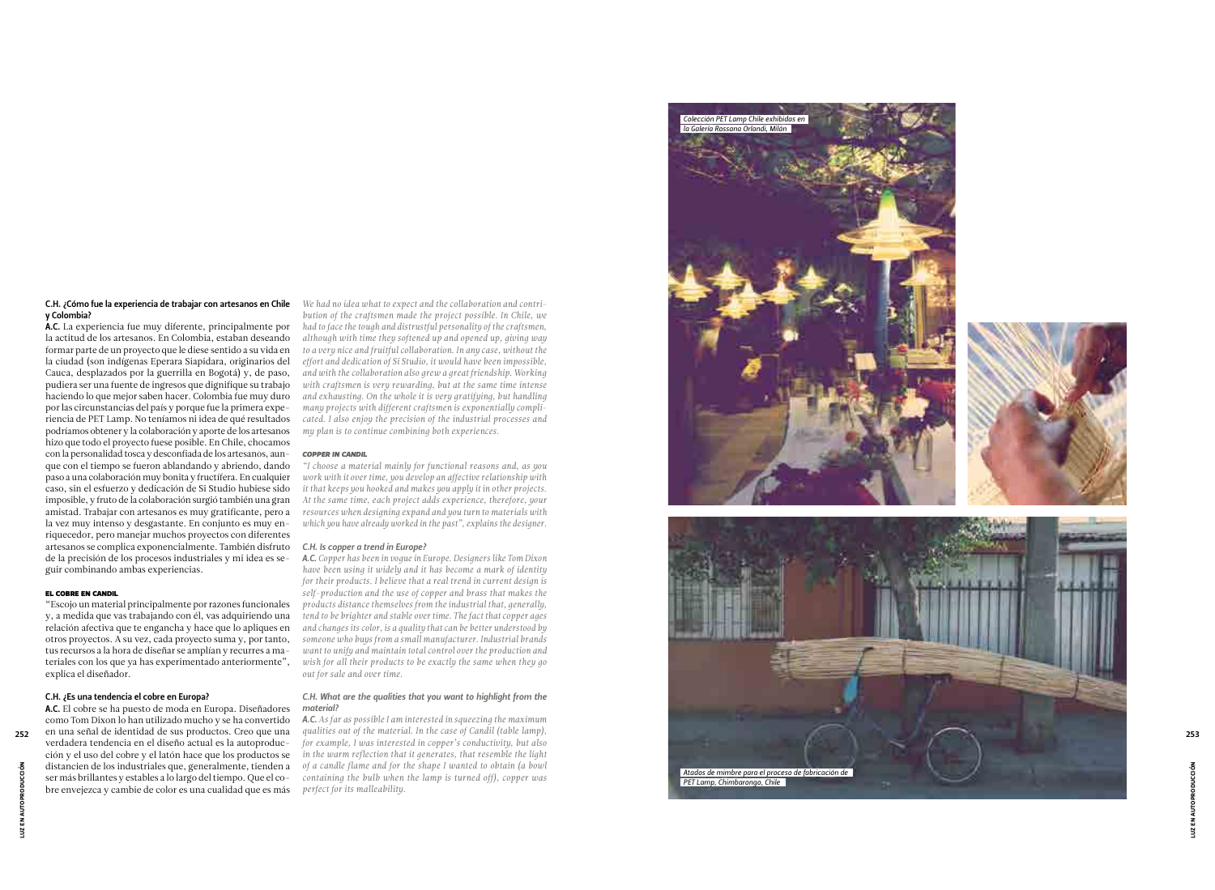**C.H. ¿Cómo fue la experiencia de trabajar con artesanos en Chile y Colombia?**

**A.C.** La experiencia fue muy diferente, principalmente por la actitud de los artesanos. En Colombia, estaban deseando formar parte de un proyecto que le diese sentido a su vida en la ciudad (son indígenas Eperara Siapidara, originarios del Cauca, desplazados por la guerrilla en Bogotá) y, de paso, pudiera ser una fuente de ingresos que dignifique su trabajo haciendo lo que mejor saben hacer. Colombia fue muy duro por las circunstancias del país y porque fue la primera experiencia de PET Lamp. No teníamos ni idea de qué resultados podríamos obtener y la colaboración y aporte de los artesanos hizo que todo el proyecto fuese posible. En Chile, chocamos con la personalidad tosca y desconfiada de los artesanos, aunque con el tiempo se fueron ablandando y abriendo, dando paso a una colaboración muy bonita y fructífera. En cualquier caso, sin el esfuerzo y dedicación de Sí Studio hubiese sido imposible, y fruto de la colaboración surgió también una gran amistad. Trabajar con artesanos es muy gratificante, pero a la vez muy intenso y desgastante. En conjunto es muy enriquecedor, pero manejar muchos proyectos con diferentes artesanos se complica exponencialmente. También disfruto de la precisión de los procesos industriales y mi idea es seguir combinando ambas experiencias.

### EL COBRE EN CANDIL

"Escojo un material principalmente por razones funcionales y, a medida que vas trabajando con él, vas adquiriendo una relación afectiva que te engancha y hace que lo apliques en otros proyectos. A su vez, cada proyecto suma y, por tanto, tus recursos a la hora de diseñar se amplían y recurres a materiales con los que ya has experimentado anteriormente", explica el diseñador.

**C.H. ¿Es una tendencia el cobre en Europa?**

**A.C.** El cobre se ha puesto de moda en Europa. Diseñadores como Tom Dixon lo han utilizado mucho y se ha convertido en una señal de identidad de sus productos. Creo que una verdadera tendencia en el diseño actual es la autoproducción y el uso del cobre y el latón hace que los productos se distancien de los industriales que, generalmente, tienden a ser más brillantes y estables a lo largo del tiempo. Que el cobre envejezca y cambie de color es una cualidad que es más

*We had no idea what to expect and the collaboration and contribution of the craftsmen made the project possible. In Chile, we had to face the tough and distrustful personality of the craftsmen, although with time they softened up and opened up, giving way to a very nice and fruitful collaboration. In any case, without the effort and dedication of Sí Studio, it would have been impossible, and with the collaboration also grew a great friendship. Working with craftsmen is very rewarding, but at the same time intense and exhausting. On the whole it is very gratifying, but handling many projects with different craftsmen is exponentially complicated. I also enjoy the precision of the industrial processes and my plan is to continue combining both experiences.*

### *COPPER IN CANDIL*

*"I choose a material mainly for functional reasons and, as you work with it over time, you develop an affective relationship with it that keeps you hooked and makes you apply it in other projects. At the same time, each project adds experience, therefore, your resources when designing expand and you turn to materials with which you have already worked in the past", explains the designer.*

***C.H. Is copper a trend in Europe?***

***A.C.** Copper has been in vogue in Europe. Designers like Tom Dixon have been using it widely and it has become a mark of identity for their products. I believe that a real trend in current design is self-production and the use of copper and brass that makes the products distance themselves from the industrial that, generally, tend to be brighter and stable over time. The fact that copper ages and changes its color, is a quality that can be better understood by someone who buys from a small manufacturer. Industrial brands want to unify and maintain total control over the production and wish for all their products to be exactly the same when they go out for sale and over time.*

***C.H. What are the qualities that you want to highlight from the material?***

***A.C.** As far as possible I am interested in squeezing the maximum qualities out of the material. In the case of Candil (table lamp), for example, I was interested in copper's conductivity, but also in the warm reflection that it generates, that resemble the light of a candle flame and for the shape I wanted to obtain (a bowl containing the bulb when the lamp is turned off), copper was perfect for its malleability.*

*Colección PET Lamp Chile exhibidas en la Galería Rossana Orlandi, Milán*

*Atados de mimbre para el proceso de fabricación de PET Lamp, Chimbarongo, Chile*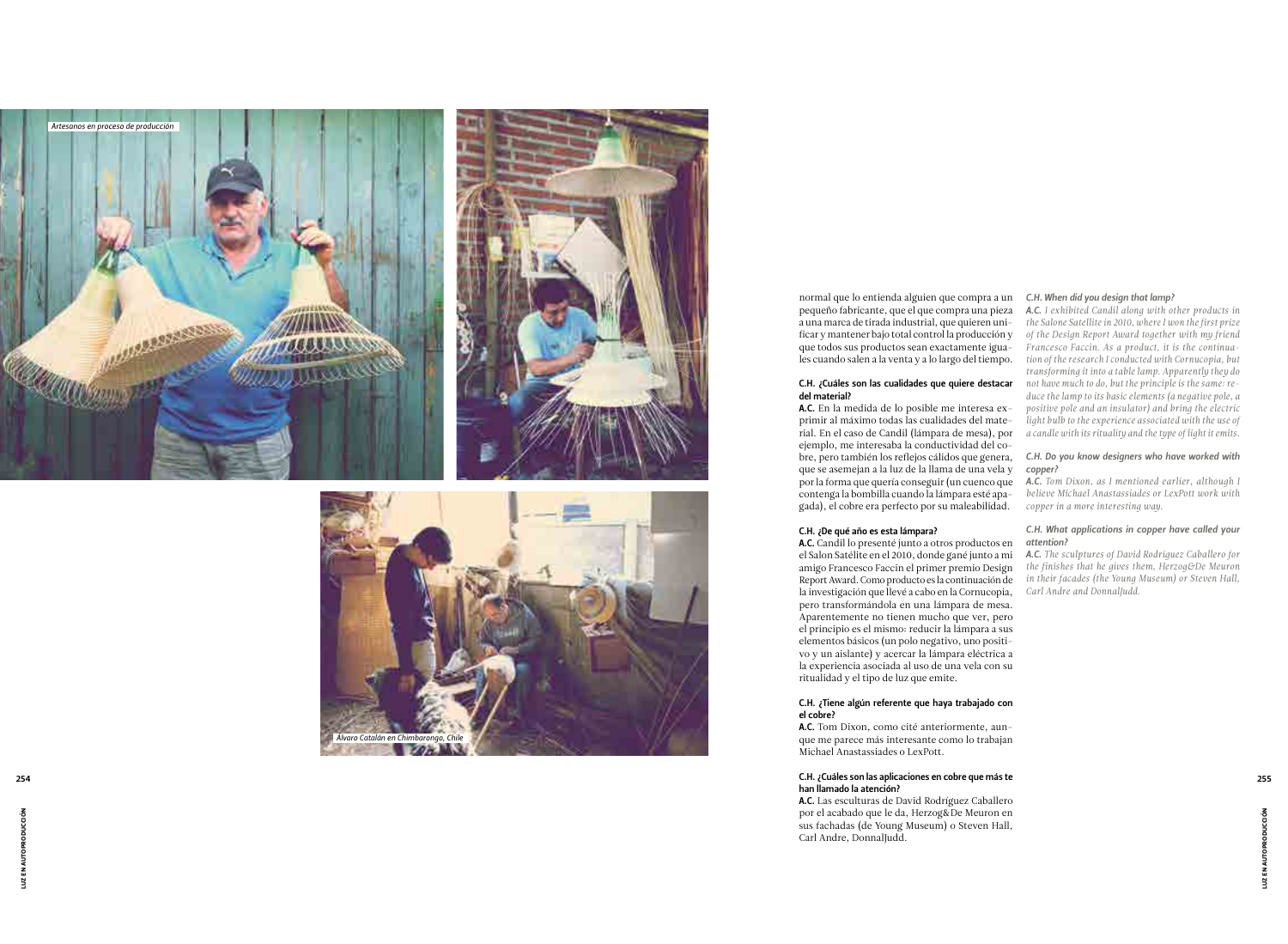Artesanos en proceso de producción

Álvaro Catalán en Chimbarongo, Chile

normal que lo entienda alguien que compra a un pequeño fabricante, que el que compra una pieza a una marca de tirada industrial, que quieren unificar y mantener bajo total control la producción y que todos sus productos sean exactamente iguales cuando salen a la venta y a lo largo del tiempo.

**C.H. ¿Cuáles son las cualidades que quiere destacar del material?**

**A.C.** En la medida de lo posible me interesa exprimir al máximo todas las cualidades del material. En el caso de Candil (lámpara de mesa), por ejemplo, me interesaba la conductividad del cobre, pero también los reflejos cálidos que genera, que se asemejan a la luz de la llama de una vela y por la forma que quería conseguir (un cuenco que contenga la bombilla cuando la lámpara esté apagada), el cobre era perfecto por su maleabilidad.

**C.H. ¿De qué año es esta lámpara?**

**A.C.** Candil lo presenté junto a otros productos en el Salon Satélite en el 2010, donde gané junto a mi amigo Francesco Faccin el primer premio Design Report Award. Como producto es la continuación de la investigación que llevé a cabo en la Cornucopia, pero transformándola en una lámpara de mesa. Aparentemente no tienen mucho que ver, pero el principio es el mismo: reducir la lámpara a sus elementos básicos (un polo negativo, uno positivo y un aislante) y acercar la lámpara eléctrica a la experiencia asociada al uso de una vela con su ritualidad y el tipo de luz que emite.

**C.H. ¿Tiene algún referente que haya trabajado con el cobre?**

**A.C.** Tom Dixon, como cité anteriormente, aunque me parece más interesante como lo trabajan Michael Anastassiades o LexPott.

**C.H. ¿Cuáles son las aplicaciones en cobre que más te han llamado la atención?**

**A.C.** Las esculturas de David Rodríguez Caballero por el acabado que le da, Herzog&De Meuron en sus fachadas (de Young Museum) o Steven Hall, Carl Andre, DonnalJudd.

***C.H. When did you design that lamp?***

***A.C.*** *I exhibited Candil along with other products in the Salone Satellite in 2010, where I won the first prize of the Design Report Award together with my friend Francesco Faccin. As a product, it is the continuation of the research I conducted with Cornucopia, but transforming it into a table lamp. Apparently they do not have much to do, but the principle is the same: reduce the lamp to its basic elements (a negative pole, a positive pole and an insulator) and bring the electric light bulb to the experience associated with the use of a candle with its rituality and the type of light it emits.*

***C.H. Do you know designers who have worked with copper?***

***A.C.*** *Tom Dixon, as I mentioned earlier, although I believe Michael Anastassiades or LexPott work with copper in a more interesting way.*

***C.H. What applications in copper have called your attention?***

***A.C.*** *The sculptures of David Rodriguez Caballero for the finishes that he gives them, Herzog&De Meuron in their facades (the Young Museum) or Steven Hall, Carl Andre and DonnalJudd.*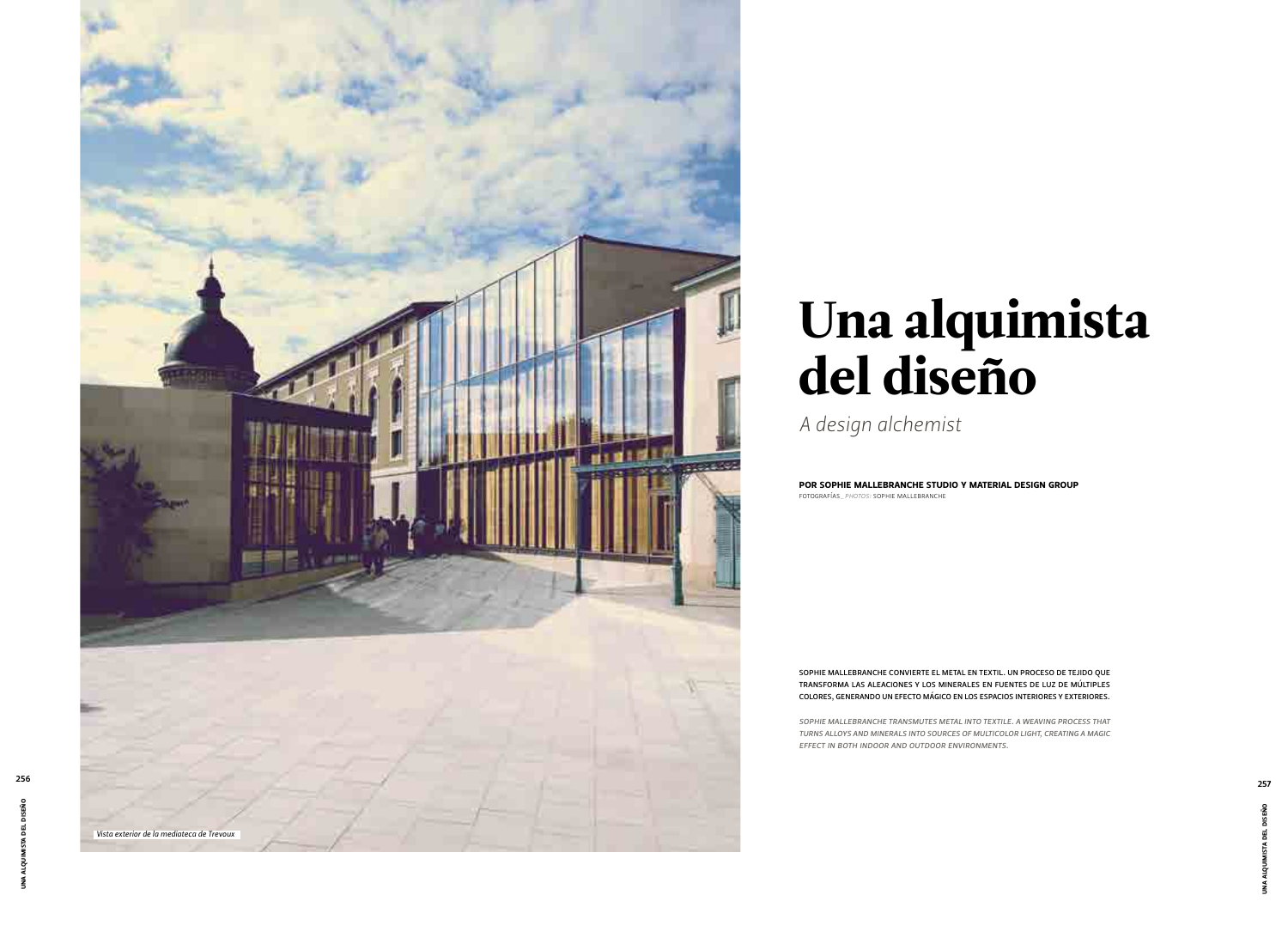# Una alquimista del diseño

*A design alchemist*

**POR SOPHIE MALLEBRANCHE STUDIO Y MATERIAL DESIGN GROUP**
FOTOGRAFÍAS_*PHOTOS:* SOPHIE MALLEBRANCHE

**SOPHIE MALLEBRANCHE CONVIERTE EL METAL EN TEXTIL. UN PROCESO DE TEJIDO QUE TRANSFORMA LAS ALEACIONES Y LOS MINERALES EN FUENTES DE LUZ DE MÚLTIPLES COLORES, GENERANDO UN EFECTO MÁGICO EN LOS ESPACIOS INTERIORES Y EXTERIORES.**

*SOPHIE MALLEBRANCHE TRANSMUTES METAL INTO TEXTILE. A WEAVING PROCESS THAT TURNS ALLOYS AND MINERALS INTO SOURCES OF MULTICOLOR LIGHT, CREATING A MAGIC EFFECT IN BOTH INDOOR AND OUTDOOR ENVIRONMENTS.*

*Vista exterior de la mediateca de Trevoux*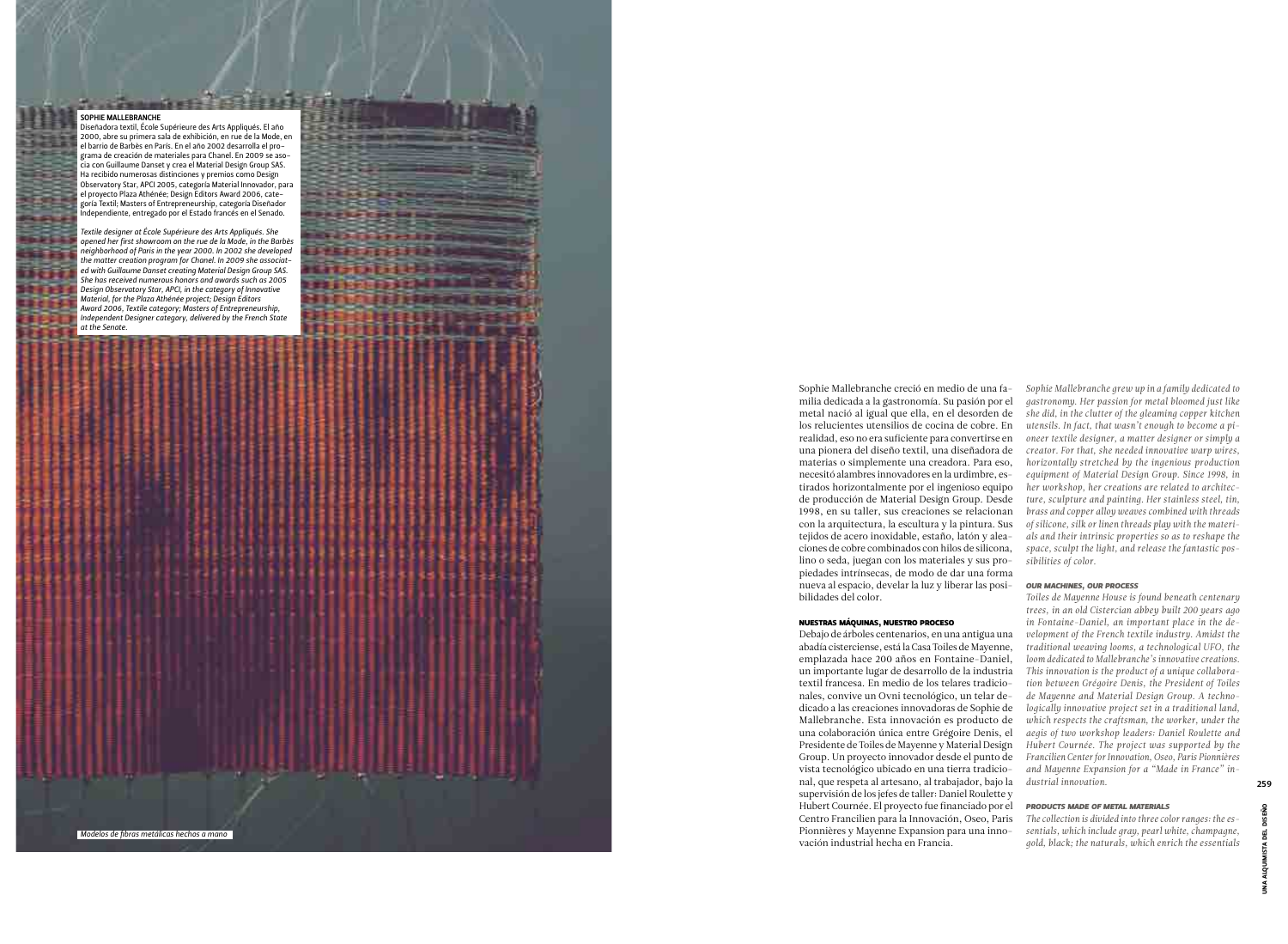## SOPHIE MALLEBRANCHE

Diseñadora textil, École Supérieure des Arts Appliqués. El año 2000, abre su primera sala de exhibición, en rue de la Mode, en el barrio de Barbès en París. En el año 2002 desarrolla el programa de creación de materiales para Chanel. En 2009 se asocia con Guillaume Danset y crea el Material Design Group SAS. Ha recibido numerosas distinciones y premios como Design Observatory Star, APCI 2005, categoría Material Innovador, para el proyecto Plaza Athénée; Design Editors Award 2006, categoría Textil; Masters of Entrepreneurship, categoría Diseñador Independiente, entregado por el Estado francés en el Senado.

*Textile designer at École Supérieure des Arts Appliqués. She opened her first showroom on the rue de la Mode, in the Barbès neighborhood of Paris in the year 2000. In 2002 she developed the matter creation program for Chanel. In 2009 she associated with Guillaume Danset creating Material Design Group SAS. She has received numerous honors and awards such as 2005 Design Observatory Star, APCI, in the category of Innovative Material, for the Plaza Athénée project; Design Editors Award 2006, Textile category; Masters of Entrepreneurship, Independent Designer category, delivered by the French State at the Senate.*

*Modelos de fibras metálicas hechos a mano*

Sophie Mallebranche creció en medio de una familia dedicada a la gastronomía. Su pasión por el metal nació al igual que ella, en el desorden de los relucientes utensilios de cocina de cobre. En realidad, eso no era suficiente para convertirse en una pionera del diseño textil, una diseñadora de materias o simplemente una creadora. Para eso, necesitó alambres innovadores en la urdimbre, estirados horizontalmente por el ingenioso equipo de producción de Material Design Group. Desde 1998, en su taller, sus creaciones se relacionan con la arquitectura, la escultura y la pintura. Sus tejidos de acero inoxidable, estaño, latón y aleaciones de cobre combinados con hilos de silicona, lino o seda, juegan con los materiales y sus propiedades intrínsecas, de modo de dar una forma nueva al espacio, develar la luz y liberar las posibilidades del color.

### NUESTRAS MÁQUINAS, NUESTRO PROCESO

Debajo de árboles centenarios, en una antigua una abadía cisterciense, está la Casa Toiles de Mayenne, emplazada hace 200 años en Fontaine-Daniel, un importante lugar de desarrollo de la industria textil francesa. En medio de los telares tradicionales, convive un Ovni tecnológico, un telar dedicado a las creaciones innovadoras de Sophie de Mallebranche. Esta innovación es producto de una colaboración única entre Grégoire Denis, el Presidente de Toiles de Mayenne y Material Design Group. Un proyecto innovador desde el punto de vista tecnológico ubicado en una tierra tradicional, que respeta al artesano, al trabajador, bajo la supervisión de los jefes de taller: Daniel Roulette y Hubert Cournée. El proyecto fue financiado por el Centro Francilien para la Innovación, Oseo, Paris Pionnières y Mayenne Expansion para una innovación industrial hecha en Francia.

*Sophie Mallebranche grew up in a family dedicated to gastronomy. Her passion for metal bloomed just like she did, in the clutter of the gleaming copper kitchen utensils. In fact, that wasn't enough to become a pioneer textile designer, a matter designer or simply a creator. For that, she needed innovative warp wires, horizontally stretched by the ingenious production equipment of Material Design Group. Since 1998, in her workshop, her creations are related to architecture, sculpture and painting. Her stainless steel, tin, brass and copper alloy weaves combined with threads of silicone, silk or linen threads play with the materials and their intrinsic properties so as to reshape the space, sculpt the light, and release the fantastic possibilities of color.*

### *OUR MACHINES, OUR PROCESS*

*Toiles de Mayenne House is found beneath centenary trees, in an old Cistercian abbey built 200 years ago in Fontaine-Daniel, an important place in the development of the French textile industry. Amidst the traditional weaving looms, a technological UFO, the loom dedicated to Mallebranche's innovative creations. This innovation is the product of a unique collaboration between Grégoire Denis, the President of Toiles de Mayenne and Material Design Group. A technologically innovative project set in a traditional land, which respects the craftsman, the worker, under the aegis of two workshop leaders: Daniel Roulette and Hubert Cournée. The project was supported by the Francilien Center for Innovation, Oseo, Paris Pionnières and Mayenne Expansion for a "Made in France" industrial innovation.*

### *PRODUCTS MADE OF METAL MATERIALS*

*The collection is divided into three color ranges: the essentials, which include gray, pearl white, champagne, gold, black; the naturals, which enrich the essentials*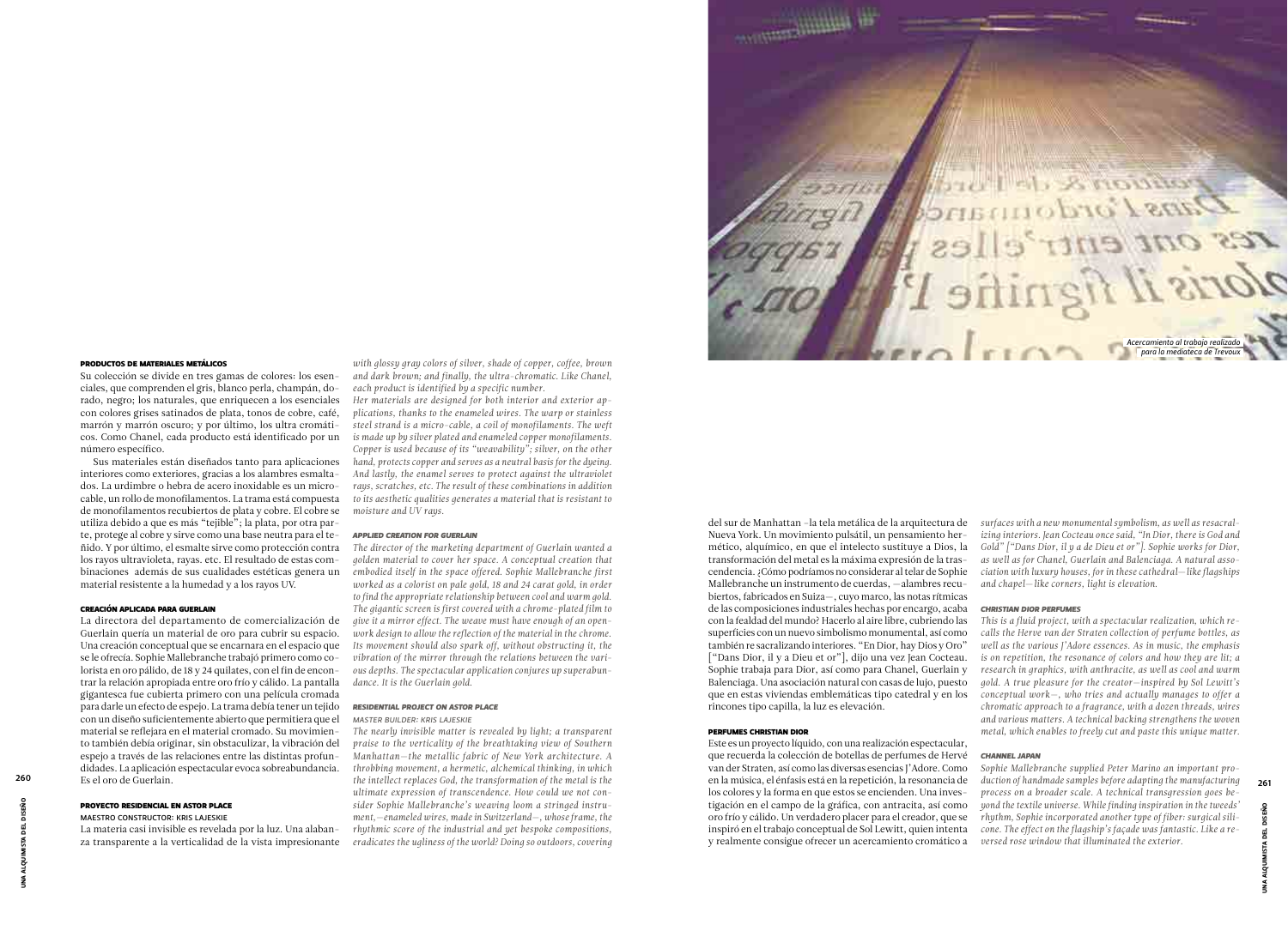### PRODUCTOS DE MATERIALES METÁLICOS

Su colección se divide en tres gamas de colores: los esenciales, que comprenden el gris, blanco perla, champán, dorado, negro; los naturales, que enriquecen a los esenciales con colores grises satinados de plata, tonos de cobre, café, marrón y marrón oscuro; y por último, los ultra cromáticos. Como Chanel, cada producto está identificado por un número específico.

Sus materiales están diseñados tanto para aplicaciones interiores como exteriores, gracias a los alambres esmaltados. La urdimbre o hebra de acero inoxidable es un microcable, un rollo de monofilamentos. La trama está compuesta de monofilamentos recubiertos de plata y cobre. El cobre se utiliza debido a que es más "tejible"; la plata, por otra parte, protege al cobre y sirve como una base neutra para el teñido. Y por último, el esmalte sirve como protección contra los rayos ultravioleta, rayas. etc. El resultado de estas combinaciones además de sus cualidades estéticas genera un material resistente a la humedad y a los rayos UV.

### CREACIÓN APLICADA PARA GUERLAIN

La directora del departamento de comercialización de Guerlain quería un material de oro para cubrir su espacio. Una creación conceptual que se encarnara en el espacio que se le ofrecía. Sophie Mallebranche trabajó primero como colorista en oro pálido, de 18 y 24 quilates, con el fin de encontrar la relación apropiada entre oro frío y cálido. La pantalla gigantesca fue cubierta primero con una película cromada para darle un efecto de espejo. La trama debía tener un tejido con un diseño suficientemente abierto que permitiera que el material se reflejara en el material cromado. Su movimiento también debía originar, sin obstaculizar, la vibración del espejo a través de las relaciones entre las distintas profundidades. La aplicación espectacular evoca sobreabundancia. Es el oro de Guerlain.

### PROYECTO RESIDENCIAL EN ASTOR PLACE

MAESTRO CONSTRUCTOR: KRIS LAJESKIE

La materia casi invisible es revelada por la luz. Una alabanza transparente a la verticalidad de la vista impresionante del sur de Manhattan –la tela metálica de la arquitectura de Nueva York. Un movimiento pulsátil, un pensamiento hermético, alquímico, en que el intelecto sustituye a Dios, la transformación del metal es la máxima expresión de la trascendencia. ¿Cómo podríamos no considerar al telar de Sophie Mallebranche un instrumento de cuerdas, —alambres recubiertos, fabricados en Suiza—, cuyo marco, las notas rítmicas de las composiciones industriales hechas por encargo, acaba con la fealdad del mundo? Hacerlo al aire libre, cubriendo las superficies con un nuevo simbolismo monumental, así como también re sacralizando interiores. "En Dior, hay Dios y Oro" ["Dans Dior, il y a Dieu et or"], dijo una vez Jean Cocteau. Sophie trabaja para Dior, así como para Chanel, Guerlain y Balenciaga. Una asociación natural con casas de lujo, puesto que en estas viviendas emblemáticas tipo catedral y en los rincones tipo capilla, la luz es elevación.

### PERFUMES CHRISTIAN DIOR

Este es un proyecto líquido, con una realización espectacular, que recuerda la colección de botellas de perfumes de Hervé van der Straten, así como las diversas esencias J'Adore. Como en la música, el énfasis está en la repetición, la resonancia de los colores y la forma en que estos se encienden. Una investigación en el campo de la gráfica, con antracita, así como oro frío y cálido. Un verdadero placer para el creador, que se inspiró en el trabajo conceptual de Sol Lewitt, quien intenta y realmente consigue ofrecer un acercamiento cromático a

*with glossy gray colors of silver, shade of copper, coffee, brown and dark brown; and finally, the ultra-chromatic. Like Chanel, each product is identified by a specific number.*

*Her materials are designed for both interior and exterior applications, thanks to the enameled wires. The warp or stainless steel strand is a micro-cable, a coil of monofilaments. The weft is made up by silver plated and enameled copper monofilaments. Copper is used because of its "weavability"; silver, on the other hand, protects copper and serves as a neutral basis for the dyeing. And lastly, the enamel serves to protect against the ultraviolet rays, scratches, etc. The result of these combinations in addition to its aesthetic qualities generates a material that is resistant to moisture and UV rays.*

#### *APPLIED CREATION FOR GUERLAIN*

*The director of the marketing department of Guerlain wanted a golden material to cover her space. A conceptual creation that embodied itself in the space offered. Sophie Mallebranche first worked as a colorist on pale gold, 18 and 24 carat gold, in order to find the appropriate relationship between cool and warm gold. The gigantic screen is first covered with a chrome-plated film to give it a mirror effect. The weave must have enough of an openwork design to allow the reflection of the material in the chrome. Its movement should also spark off, without obstructing it, the vibration of the mirror through the relations between the various depths. The spectacular application conjures up superabundance. It is the Guerlain gold.*

#### *RESIDENTIAL PROJECT ON ASTOR PLACE*

*MASTER BUILDER: KRIS LAJESKIE*

*The nearly invisible matter is revealed by light; a transparent praise to the verticality of the breathtaking view of Southern Manhattan—the metallic fabric of New York architecture. A throbbing movement, a hermetic, alchemical thinking, in which the intellect replaces God, the transformation of the metal is the ultimate expression of transcendence. How could we not consider Sophie Mallebranche's weaving loom a stringed instrument,—enameled wires, made in Switzerland—, whose frame, the rhythmic score of the industrial and yet bespoke compositions, eradicates the ugliness of the world? Doing so outdoors, covering surfaces with a new monumental symbolism, as well as resacralizing interiors. Jean Cocteau once said, "In Dior, there is God and Gold" ["Dans Dior, il y a de Dieu et or"]. Sophie works for Dior, as well as for Chanel, Guerlain and Balenciaga. A natural association with luxury houses, for in these cathedral—like flagships and chapel—like corners, light is elevation.*

#### *CHRISTIAN DIOR PERFUMES*

*This is a fluid project, with a spectacular realization, which recalls the Herve van der Straten collection of perfume bottles, as well as the various J'Adore essences. As in music, the emphasis is on repetition, the resonance of colors and how they are lit; a research in graphics, with anthracite, as well as cool and warm gold. A true pleasure for the creator—inspired by Sol Lewitt's conceptual work—, who tries and actually manages to offer a chromatic approach to a fragrance, with a dozen threads, wires and various matters. A technical backing strengthens the woven metal, which enables to freely cut and paste this unique matter.*

#### *CHANNEL JAPAN*

*Sophie Mallebranche supplied Peter Marino an important production of handmade samples before adapting the manufacturing process on a broader scale. A technical transgression goes beyond the textile universe. While finding inspiration in the tweeds' rhythm, Sophie incorporated another type of fiber: surgical silicone. The effect on the flagship's façade was fantastic. Like a reversed rose window that illuminated the exterior.*

*Acercamiento al trabajo realizado para la mediateca de Trevoux*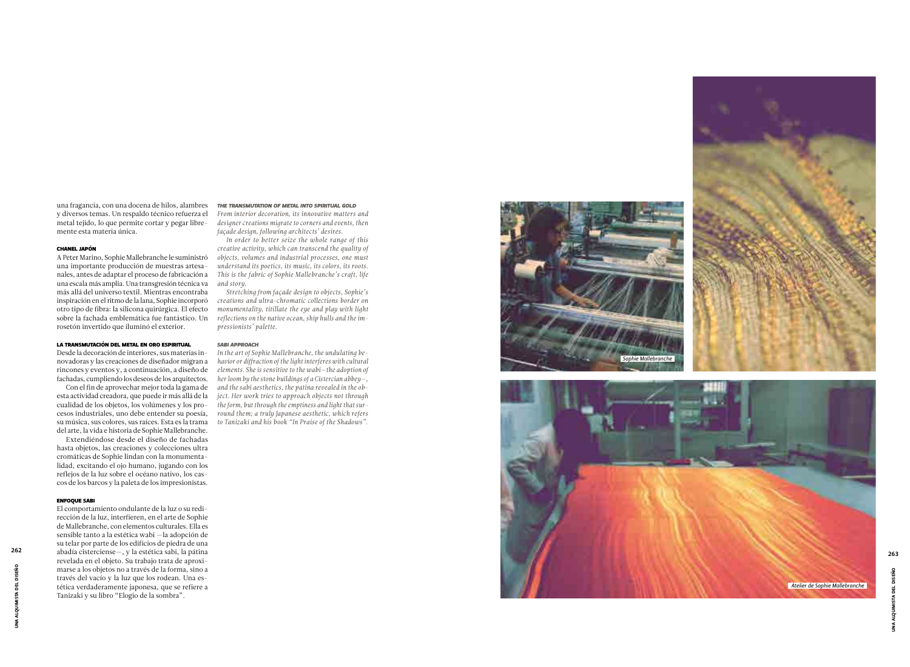una fragancia, con una docena de hilos, alambres y diversos temas. Un respaldo técnico refuerza el metal tejido, lo que permite cortar y pegar libremente esta materia única.

#### CHANEL JAPÓN

A Peter Marino, Sophie Mallebranche le suministró una importante producción de muestras artesanales, antes de adaptar el proceso de fabricación a una escala más amplia. Una transgresión técnica va más allá del universo textil. Mientras encontraba inspiración en el ritmo de la lana, Sophie incorporó otro tipo de fibra: la silicona quirúrgica. El efecto sobre la fachada emblemática fue fantástico. Un rosetón invertido que iluminó el exterior.

#### LA TRANSMUTACIÓN DEL METAL EN ORO ESPIRITUAL

Desde la decoración de interiores, sus materias innovadoras y las creaciones de diseñador migran a rincones y eventos y, a continuación, a diseño de fachadas, cumpliendo los deseos de los arquitectos.

Con el fin de aprovechar mejor toda la gama de esta actividad creadora, que puede ir más allá de la cualidad de los objetos, los volúmenes y los procesos industriales, uno debe entender su poesía, su música, sus colores, sus raíces. Esta es la trama del arte, la vida e historia de Sophie Mallebranche.

Extendiéndose desde el diseño de fachadas hasta objetos, las creaciones y colecciones ultra cromáticas de Sophie lindan con la monumentalidad, excitando el ojo humano, jugando con los reflejos de la luz sobre el océano nativo, los cascos de los barcos y la paleta de los impresionistas.

#### ENFOQUE SABI

El comportamiento ondulante de la luz o su redirección de la luz, interfieren, en el arte de Sophie de Mallebranche, con elementos culturales. Ella es sensible tanto a la estética wabi —la adopción de su telar por parte de los edificios de piedra de una abadía cisterciense—, y la estética sabi, la pátina revelada en el objeto. Su trabajo trata de aproximarse a los objetos no a través de la forma, sino a través del vacío y la luz que los rodean. Una estética verdaderamente japonesa, que se refiere a Tanizaki y su libro "Elogio de la sombra".

#### *THE TRANSMUTATION OF METAL INTO SPIRITUAL GOLD*

*From interior decoration, its innovative matters and designer creations migrate to corners and events, then façade design, following architects' desires.*

*In order to better seize the whole range of this creative activity, which can transcend the quality of objects, volumes and industrial processes, one must understand its poetics, its music, its colors, its roots. This is the fabric of Sophie Mallebranche's craft, life and story.*

*Stretching from façade design to objects, Sophie's creations and ultra-chromatic collections border on monumentality, titillate the eye and play with light reflections on the native ocean, ship hulls and the impressionists' palette.*

#### *SABI APPROACH*

*In the art of Sophie Mallebranche, the undulating behavior or diffraction of the light interferes with cultural elements. She is sensitive to the wabi—the adoption of her loom by the stone buildings of a Cistercian abbey—, and the sabi aesthetics, the patina revealed in the object. Her work tries to approach objects not through the form, but through the emptiness and light that surround them; a truly Japanese aesthetic, which refers to Tanizaki and his book "In Praise of the Shadows".*

Sophie Mallebranche

Atelier de Sophie Mallebranche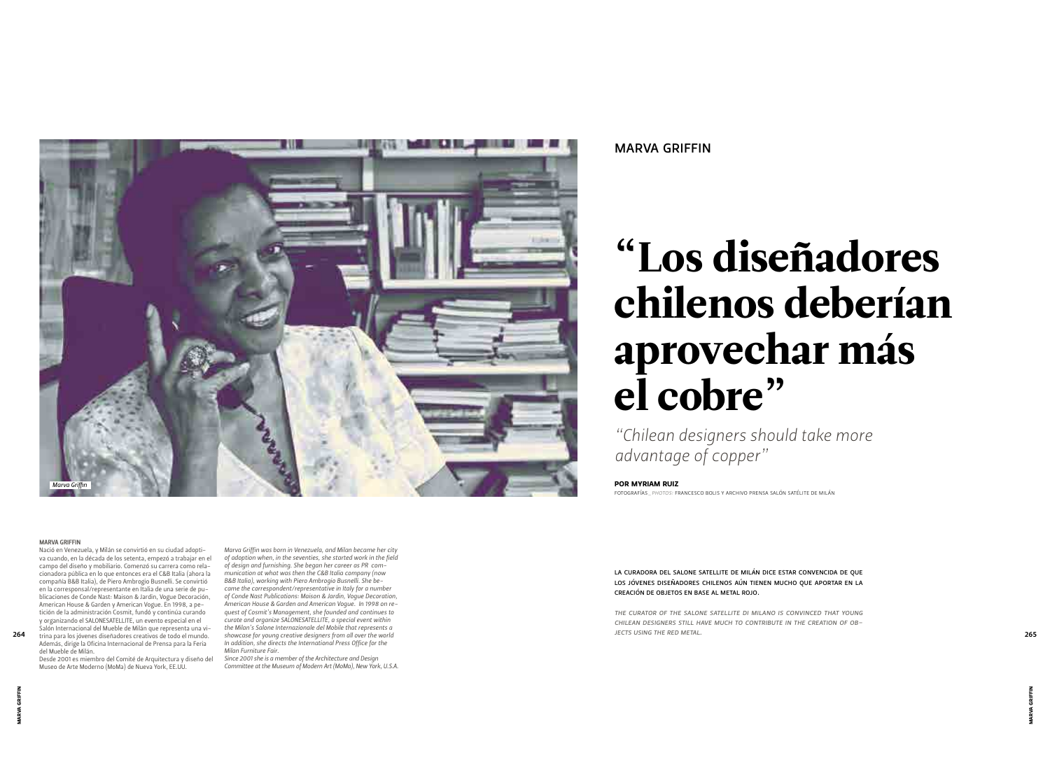## MARVA GRIFFIN

# "Los diseñadores chilenos deberían aprovechar más el cobre"

*"Chilean designers should take more advantage of copper"*

**POR MYRIAM RUIZ**

FOTOGRAFÍAS_ *PHOTOS:* FRANCESCO BOLIS Y ARCHIVO PRENSA SALÓN SATÉLITE DE MILÁN

Marva Griffin

LA CURADORA DEL SALONE SATELLITE DE MILÁN DICE ESTAR CONVENCIDA DE QUE LOS JÓVENES DISEÑADORES CHILENOS AÚN TIENEN MUCHO QUE APORTAR EN LA CREACIÓN DE OBJETOS EN BASE AL METAL ROJO.

*THE CURATOR OF THE SALONE SATELLITE DI MILANO IS CONVINCED THAT YOUNG CHILEAN DESIGNERS STILL HAVE MUCH TO CONTRIBUTE IN THE CREATION OF OBJECTS USING THE RED METAL.*

**MARVA GRIFFIN**

Nació en Venezuela, y Milán se convirtió en su ciudad adoptiva cuando, en la década de los setenta, empezó a trabajar en el campo del diseño y mobiliario. Comenzó su carrera como relacionadora pública en lo que entonces era el C&B Italia (ahora la compañía B&B Italia), de Piero Ambrogio Busnelli. Se convirtió en la corresponsal/representante en Italia de una serie de publicaciones de Conde Nast: Maison & Jardin, Vogue Decoración, American House & Garden y American Vogue. En 1998, a petición de la administración Cosmit, fundó y continúa curando y organizando el SALONESATELLITE, un evento especial en el Salón Internacional del Mueble de Milán que representa una vitrina para los jóvenes diseñadores creativos de todo el mundo. Además, dirige la Oficina Internacional de Prensa para la Feria del Mueble de Milán.
Desde 2001 es miembro del Comité de Arquitectura y diseño del Museo de Arte Moderno (MoMa) de Nueva York, EE.UU.

*Marva Griffin was born in Venezuela, and Milan became her city of adoption when, in the seventies, she started work in the field of design and furnishing. She began her career as PR communication at what was then the C&B Italia company (now B&B Italia), working with Piero Ambrogio Busnelli. She became the correspondent/representative in Italy for a number of Conde Nast Publications: Maison & Jardin, Vogue Decoration, American House & Garden and American Vogue. In 1998 on request of Cosmit's Management, she founded and continues to curate and organize SALONESATELLITE, a special event within the Milan's Salone Internazionale del Mobile that represents a showcase for young creative designers from all over the world In addition, she directs the International Press Office for the Milan Furniture Fair.*
*Since 2001 she is a member of the Architecture and Design Committee at the Museum of Modern Art (MoMa), New York, U.S.A.*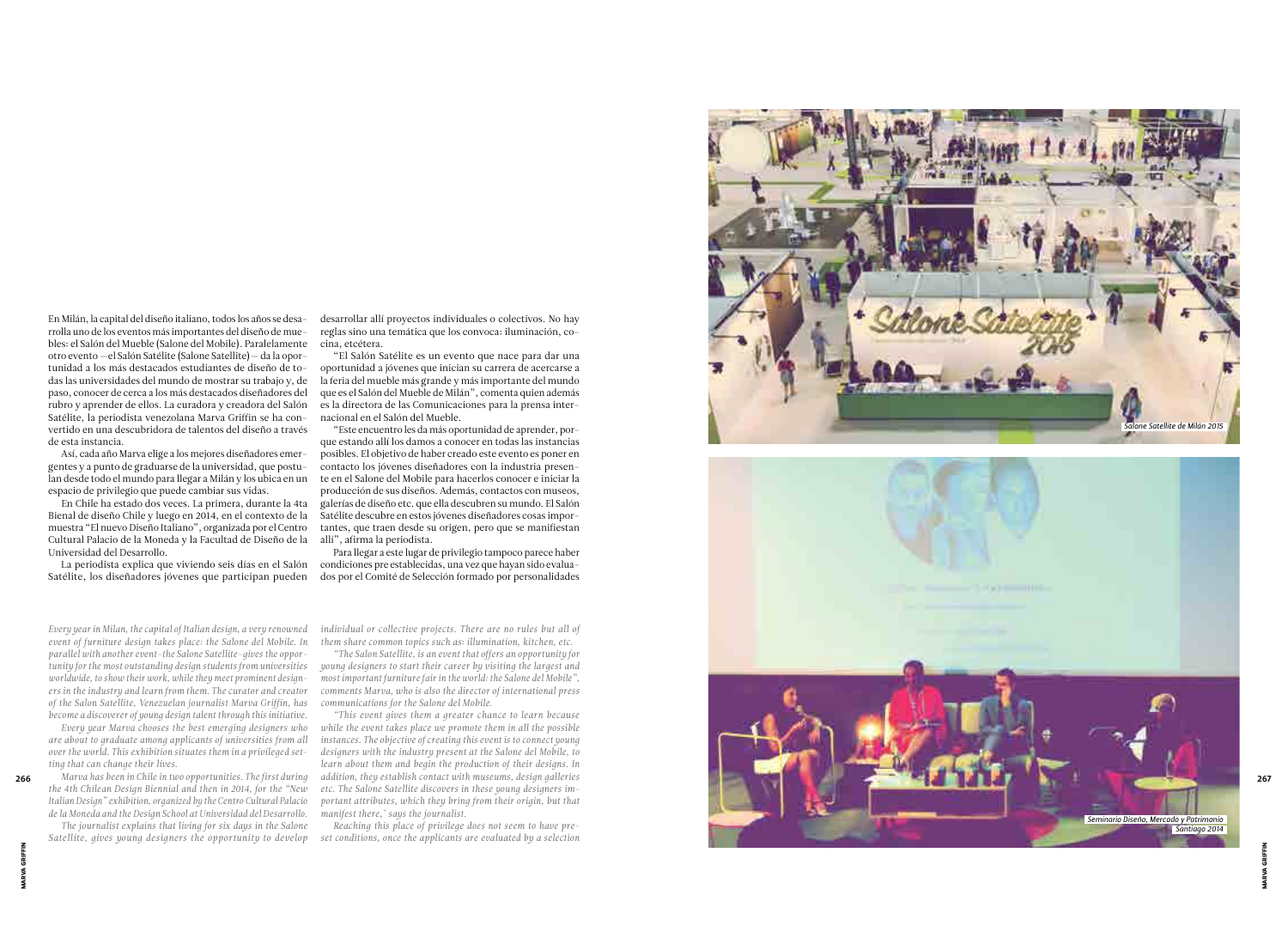En Milán, la capital del diseño italiano, todos los años se desarrolla uno de los eventos más importantes del diseño de muebles: el Salón del Mueble (Salone del Mobile). Paralelamente otro evento —el Salón Satélite (Salone Satellite)— da la oportunidad a los más destacados estudiantes de diseño de todas las universidades del mundo de mostrar su trabajo y, de paso, conocer de cerca a los más destacados diseñadores del rubro y aprender de ellos. La curadora y creadora del Salón Satélite, la periodista venezolana Marva Griffin se ha convertido en una descubridora de talentos del diseño a través de esta instancia.

Así, cada año Marva elige a los mejores diseñadores emergentes y a punto de graduarse de la universidad, que postulan desde todo el mundo para llegar a Milán y los ubica en un espacio de privilegio que puede cambiar sus vidas.

En Chile ha estado dos veces. La primera, durante la 4ta Bienal de diseño Chile y luego en 2014, en el contexto de la muestra "El nuevo Diseño Italiano", organizada por el Centro Cultural Palacio de la Moneda y la Facultad de Diseño de la Universidad del Desarrollo.

La periodista explica que viviendo seis días en el Salón Satélite, los diseñadores jóvenes que participan pueden desarrollar allí proyectos individuales o colectivos. No hay reglas sino una temática que los convoca: iluminación, cocina, etcétera.

"El Salón Satélite es un evento que nace para dar una oportunidad a jóvenes que inician su carrera de acercarse a la feria del mueble más grande y más importante del mundo que es el Salón del Mueble de Milán", comenta quien además es la directora de las Comunicaciones para la prensa internacional en el Salón del Mueble.

"Este encuentro les da más oportunidad de aprender, porque estando allí los damos a conocer en todas las instancias posibles. El objetivo de haber creado este evento es poner en contacto los jóvenes diseñadores con la industria presente en el Salone del Mobile para hacerlos conocer e iniciar la producción de sus diseños. Además, contactos con museos, galerías de diseño etc. que ella descubren su mundo. El Salón Satélite descubre en estos jóvenes diseñadores cosas importantes, que traen desde su origen, pero que se manifiestan allí", afirma la periodista.

Para llegar a este lugar de privilegio tampoco parece haber condiciones pre establecidas, una vez que hayan sido evaluados por el Comité de Selección formado por personalidades

*Every year in Milan, the capital of Italian design, a very renowned event of furniture design takes place: the Salone del Mobile. In parallel with another event–the Salone Satellite–gives the opportunity for the most outstanding design students from universities worldwide, to show their work, while they meet prominent designers in the industry and learn from them. The curator and creator of the Salon Satellite, Venezuelan journalist Marva Griffin, has become a discoverer of young design talent through this initiative.*

*Every year Marva chooses the best emerging designers who are about to graduate among applicants of universities from all over the world. This exhibition situates them in a privileged setting that can change their lives.*

*Marva has been in Chile in two opportunities. The first during the 4th Chilean Design Biennial and then in 2014, for the "New Italian Design" exhibition, organized by the Centro Cultural Palacio de la Moneda and the Design School at Universidad del Desarrollo.*

*The journalist explains that living for six days in the Salone Satellite, gives young designers the opportunity to develop individual or collective projects. There are no rules but all of them share common topics such as: illumination, kitchen, etc.*

*"The Salon Satellite, is an event that offers an opportunity for young designers to start their career by visiting the largest and most important furniture fair in the world: the Salone del Mobile", comments Marva, who is also the director of international press communications for the Salone del Mobile.*

*"This event gives them a greater chance to learn because while the event takes place we promote them in all the possible instances. The objective of creating this event is to connect young designers with the industry present at the Salone del Mobile, to learn about them and begin the production of their designs. In addition, they establish contact with museums, design galleries etc. The Salone Satellite discovers in these young designers important attributes, which they bring from their origin, but that manifest there," says the journalist.*

*Reaching this place of privilege does not seem to have preset conditions, once the applicants are evaluated by a selection*

Salone Satellite de Milán 2015

Seminario Diseño, Mercado y Patrimonio Santiago 2014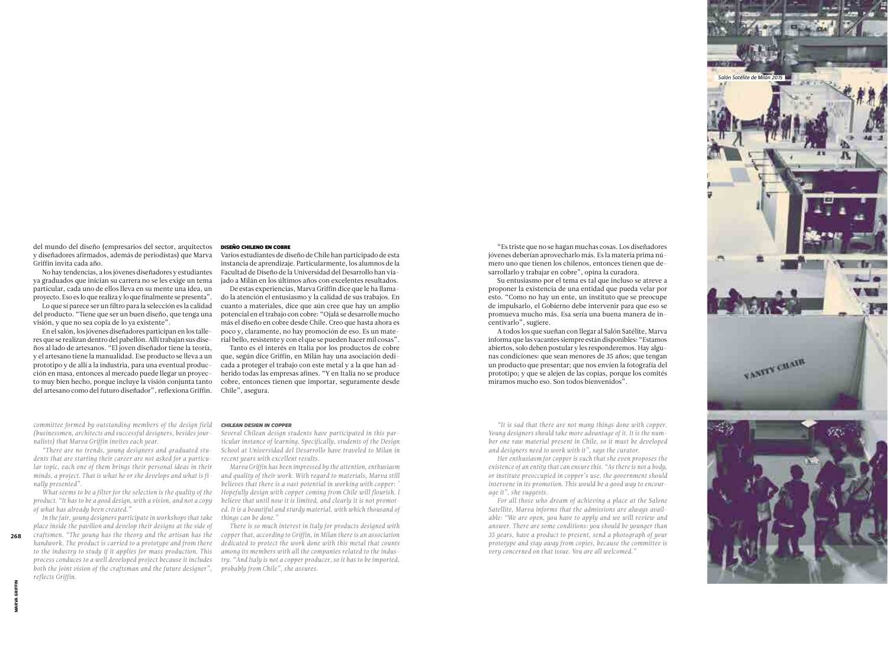del mundo del diseño (empresarios del sector, arquitectos y diseñadores afirmados, además de periodistas) que Marva Griffin invita cada año.

No hay tendencias, a los jóvenes diseñadores y estudiantes ya graduados que inician su carrera no se les exige un tema particular, cada uno de ellos lleva en su mente una idea, un proyecto. Eso es lo que realiza y lo que finalmente se presenta".

Lo que sí parece ser un filtro para la selección es la calidad del producto. "Tiene que ser un buen diseño, que tenga una visión, y que no sea copia de lo ya existente".

En el salón, los jóvenes diseñadores participan en los talleres que se realizan dentro del pabellón. Allí trabajan sus diseños al lado de artesanos. "El joven diseñador tiene la teoría, y el artesano tiene la manualidad. Ese producto se lleva a un prototipo y de allí a la industria, para una eventual producción en masa, entonces al mercado puede llegar un proyecto muy bien hecho, porque incluye la visión conjunta tanto del artesano como del futuro diseñador", reflexiona Griffin.

### DISEÑO CHILENO EN COBRE

Varios estudiantes de diseño de Chile han participado de esta instancia de aprendizaje. Particularmente, los alumnos de la Facultad de Diseño de la Universidad del Desarrollo han viajado a Milán en los últimos años con excelentes resultados.

De estas experiencias, Marva Griffin dice que le ha llamado la atención el entusiasmo y la calidad de sus trabajos. En cuanto a materiales, dice que aún cree que hay un amplio potencial en el trabajo con cobre: "Ojalá se desarrolle mucho más el diseño en cobre desde Chile. Creo que hasta ahora es poco y, claramente, no hay promoción de eso. Es un material bello, resistente y con el que se pueden hacer mil cosas".

Tanto es el interés en Italia por los productos de cobre que, según dice Griffin, en Milán hay una asociación dedicada a proteger el trabajo con este metal y a la que han adherido todas las empresas afines. "Y en Italia no se produce cobre, entonces tienen que importar, seguramente desde Chile", asegura.

"Es triste que no se hagan muchas cosas. Los diseñadores jóvenes deberían aprovecharlo más. Es la materia prima número uno que tienen los chilenos, entonces tienen que desarrollarlo y trabajar en cobre", opina la curadora.

Su entusiasmo por el tema es tal que incluso se atreve a proponer la existencia de una entidad que pueda velar por esto. "Como no hay un ente, un instituto que se preocupe de impulsarlo, el Gobierno debe intervenir para que eso se promueva mucho más. Esa sería una buena manera de incentivarlo", sugiere.

A todos los que sueñan con llegar al Salón Satélite, Marva informa que las vacantes siempre están disponibles: "Estamos abiertos, solo deben postular y les responderemos. Hay algunas condiciones: que sean menores de 35 años; que tengan un producto que presentar; que nos envíen la fotografía del prototipo; y que se alejen de las copias, porque los comités miramos mucho eso. Son todos bienvenidos".

*committee formed by outstanding members of the design field (businessmen, architects and successful designers, besides journalists) that Marva Griffin invites each year.*

*"There are no trends, young designers and graduated students that are starting their career are not asked for a particular topic, each one of them brings their personal ideas in their minds, a project. That is what he or she develops and what is finally presented".*

*What seems to be a filter for the selection is the quality of the product. "It has to be a good design, with a vision, and not a copy of what has already been created."*

*In the fair, young designers participate in workshops that take place inside the pavilion and develop their designs at the side of craftsmen. "The young has the theory and the artisan has the handwork. The product is carried to a prototype and from there to the industry to study if it applies for mass production. This process conduces to a well developed project because it includes both the joint vision of the craftsman and the future designer", reflects Griffin.*

### *CHILEAN DESIGN IN COPPER*

*Several Chilean design students have participated in this particular instance of learning. Specifically, students of the Design School at Universidad del Desarrollo have traveled to Milan in recent years with excellent results.*

*Marva Griffin has been impressed by the attention, enthusiasm and quality of their work. With regard to materials, Marva still believes that there is a vast potential in working with copper: " Hopefully design with copper coming from Chile will flourish. I believe that until now it is limited, and clearly it is not promoted. It is a beautiful and sturdy material, with which thousand of things can be done."*

*There is so much interest in Italy for products designed with copper that, according to Griffin, in Milan there is an association dedicated to protect the work done with this metal that counts among its members with all the companies related to the industry. "And Italy is not a copper producer, so it has to be imported, probably from Chile", she assures.*

*"It is sad that there are not many things done with copper. Young designers should take more advantage of it. It is the number one raw material present in Chile, so it must be developed and designers need to work with it", says the curator.*

*Her enthusiasm for copper is such that she even proposes the existence of an entity that can ensure this. "As there is not a body, or institute preoccupied in copper's use, the government should intervene in its promotion. This would be a good way to encourage it", she suggests.*

*For all those who dream of achieving a place at the Salone Satellite, Marva informs that the admissions are always available: "We are open, you have to apply and we will review and answer. There are some conditions: you should be younger than 35 years, have a product to present, send a photograph of your prototype and stay away from copies, because the committee is very concerned on that issue. You are all welcomed."*

*Salón Satélite de Milán 2015*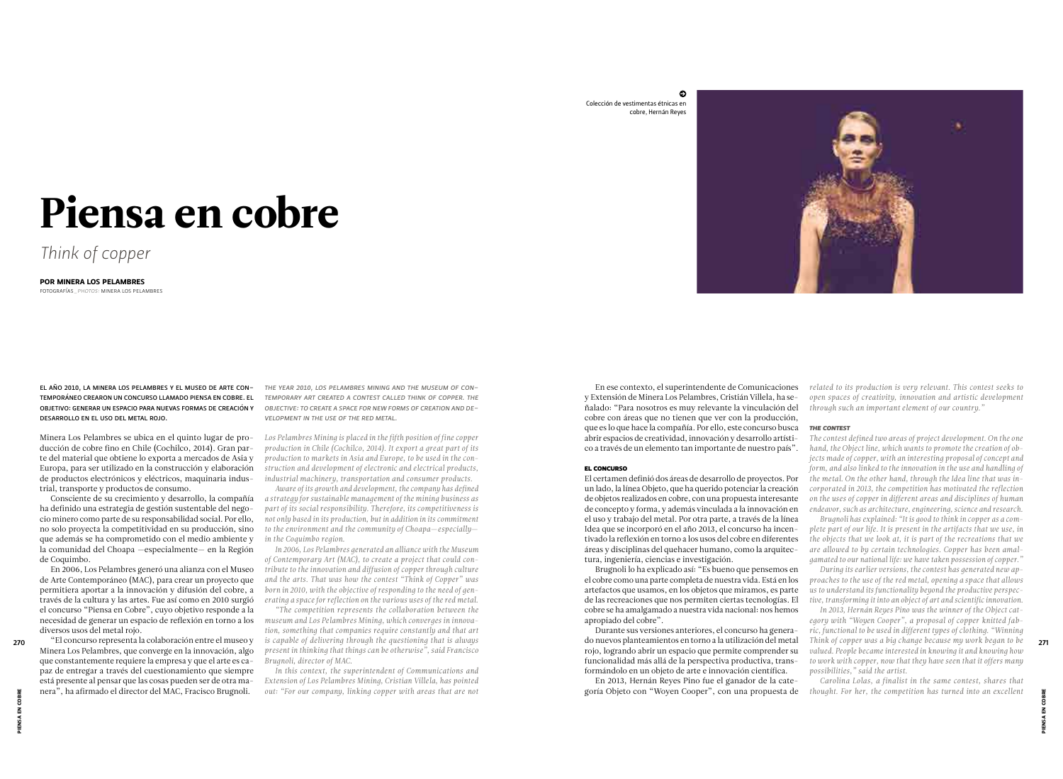# Piensa en cobre

*Think of copper*

**POR MINERA LOS PELAMBRES**

FOTOGRAFÍAS_ *PHOTOS:* MINERA LOS PELAMBRES

Colección de vestimentas étnicas en cobre, Hernán Reyes

EL AÑO 2010, LA MINERA LOS PELAMBRES Y EL MUSEO DE ARTE CONTEMPORÁNEO CREARON UN CONCURSO LLAMADO PIENSA EN COBRE. EL OBJETIVO: GENERAR UN ESPACIO PARA NUEVAS FORMAS DE CREACIÓN Y DESARROLLO EN EL USO DEL METAL ROJO.

Minera Los Pelambres se ubica en el quinto lugar de producción de cobre fino en Chile (Cochilco, 2014). Gran parte del material que obtiene lo exporta a mercados de Asia y Europa, para ser utilizado en la construcción y elaboración de productos electrónicos y eléctricos, maquinaria industrial, transporte y productos de consumo.

Consciente de su crecimiento y desarrollo, la compañía ha definido una estrategia de gestión sustentable del negocio minero como parte de su responsabilidad social. Por ello, no solo proyecta la competitividad en su producción, sino que además se ha comprometido con el medio ambiente y la comunidad del Choapa —especialmente— en la Región de Coquimbo.

En 2006, Los Pelambres generó una alianza con el Museo de Arte Contemporáneo (MAC), para crear un proyecto que permitiera aportar a la innovación y difusión del cobre, a través de la cultura y las artes. Fue así como en 2010 surgió el concurso "Piensa en Cobre", cuyo objetivo responde a la necesidad de generar un espacio de reflexión en torno a los diversos usos del metal rojo.

"El concurso representa la colaboración entre el museo y Minera Los Pelambres, que converge en la innovación, algo que constantemente requiere la empresa y que el arte es capaz de entregar a través del cuestionamiento que siempre está presente al pensar que las cosas pueden ser de otra manera", ha afirmado el director del MAC, Fracisco Brugnoli.

En ese contexto, el superintendente de Comunicaciones y Extensión de Minera Los Pelambres, Cristián Villela, ha señalado: "Para nosotros es muy relevante la vinculación del cobre con áreas que no tienen que ver con la producción, que es lo que hace la compañía. Por ello, este concurso busca abrir espacios de creatividad, innovación y desarrollo artístico a través de un elemento tan importante de nuestro país".

### EL CONCURSO

El certamen definió dos áreas de desarrollo de proyectos. Por un lado, la línea Objeto, que ha querido potenciar la creación de objetos realizados en cobre, con una propuesta interesante de concepto y forma, y además vinculada a la innovación en el uso y trabajo del metal. Por otra parte, a través de la línea Idea que se incorporó en el año 2013, el concurso ha incentivado la reflexión en torno a los usos del cobre en diferentes áreas y disciplinas del quehacer humano, como la arquitectura, ingeniería, ciencias e investigación.

Brugnoli lo ha explicado así: "Es bueno que pensemos en el cobre como una parte completa de nuestra vida. Está en los artefactos que usamos, en los objetos que miramos, es parte de las recreaciones que nos permiten ciertas tecnologías. El cobre se ha amalgamado a nuestra vida nacional: nos hemos apropiado del cobre".

Durante sus versiones anteriores, el concurso ha generado nuevos planteamientos en torno a la utilización del metal rojo, logrando abrir un espacio que permite comprender su funcionalidad más allá de la perspectiva productiva, transformándolo en un objeto de arte e innovación científica.

En 2013, Hernán Reyes Pino fue el ganador de la categoría Objeto con "Woyen Cooper", con una propuesta de

*THE YEAR 2010, LOS PELAMBRES MINING AND THE MUSEUM OF CONTEMPORARY ART CREATED A CONTEST CALLED THINK OF COPPER. THE OBJECTIVE: TO CREATE A SPACE FOR NEW FORMS OF CREATION AND DEVELOPMENT IN THE USE OF THE RED METAL.*

*Los Pelambres Mining is placed in the fifth position of fine copper production in Chile (Cochilco, 2014). It export a great part of its production to markets in Asia and Europe, to be used in the construction and development of electronic and electrical products, industrial machinery, transportation and consumer products.*

*Aware of its growth and development, the company has defined a strategy for sustainable management of the mining business as part of its social responsibility. Therefore, its competitiveness is not only based in its production, but in addition in its commitment to the environment and the community of Choapa—especially—in the Coquimbo region.*

*In 2006, Los Pelambres generated an alliance with the Museum of Contemporary Art (MAC), to create a project that could contribute to the innovation and diffusion of copper through culture and the arts. That was how the contest "Think of Copper" was born in 2010, with the objective of responding to the need of generating a space for reflection on the various uses of the red metal.*

*"The competition represents the collaboration between the museum and Los Pelambres Mining, which converges in innovation, something that companies require constantly and that art is capable of delivering through the questioning that is always present in thinking that things can be otherwise", said Francisco Brugnoli, director of MAC.*

*In this context, the superintendent of Communications and Extension of Los Pelambres Mining, Cristian Villela, has pointed out: "For our company, linking copper with areas that are not related to its production is very relevant. This contest seeks to open spaces of creativity, innovation and artistic development through such an important element of our country."*

### *THE CONTEST*

*The contest defined two areas of project development. On the one hand, the Object line, which wants to promote the creation of objects made of copper, with an interesting proposal of concept and form, and also linked to the innovation in the use and handling of the metal. On the other hand, through the Idea line that was incorporated in 2013, the competition has motivated the reflection on the uses of copper in different areas and disciplines of human endeavor, such as architecture, engineering, science and research.*

*Brugnoli has explained: "It is good to think in copper as a complete part of our life. It is present in the artifacts that we use, in the objects that we look at, it is part of the recreations that we are allowed to by certain technologies. Copper has been amalgamated to our national life: we have taken possession of copper."*

*During its earlier versions, the contest has generated new approaches to the use of the red metal, opening a space that allows us to understand its functionality beyond the productive perspective, transforming it into an object of art and scientific innovation.*

*In 2013, Hernán Reyes Pino was the winner of the Object category with "Woyen Cooper", a proposal of copper knitted fabric, functional to be used in different types of clothing. "Winning Think of copper was a big change because my work began to be valued. People became interested in knowing it and knowing how to work with copper, now that they have seen that it offers many possibilities," said the artist.*

*Carolina Lolas, a finalist in the same contest, shares that thought. For her, the competition has turned into an excellent*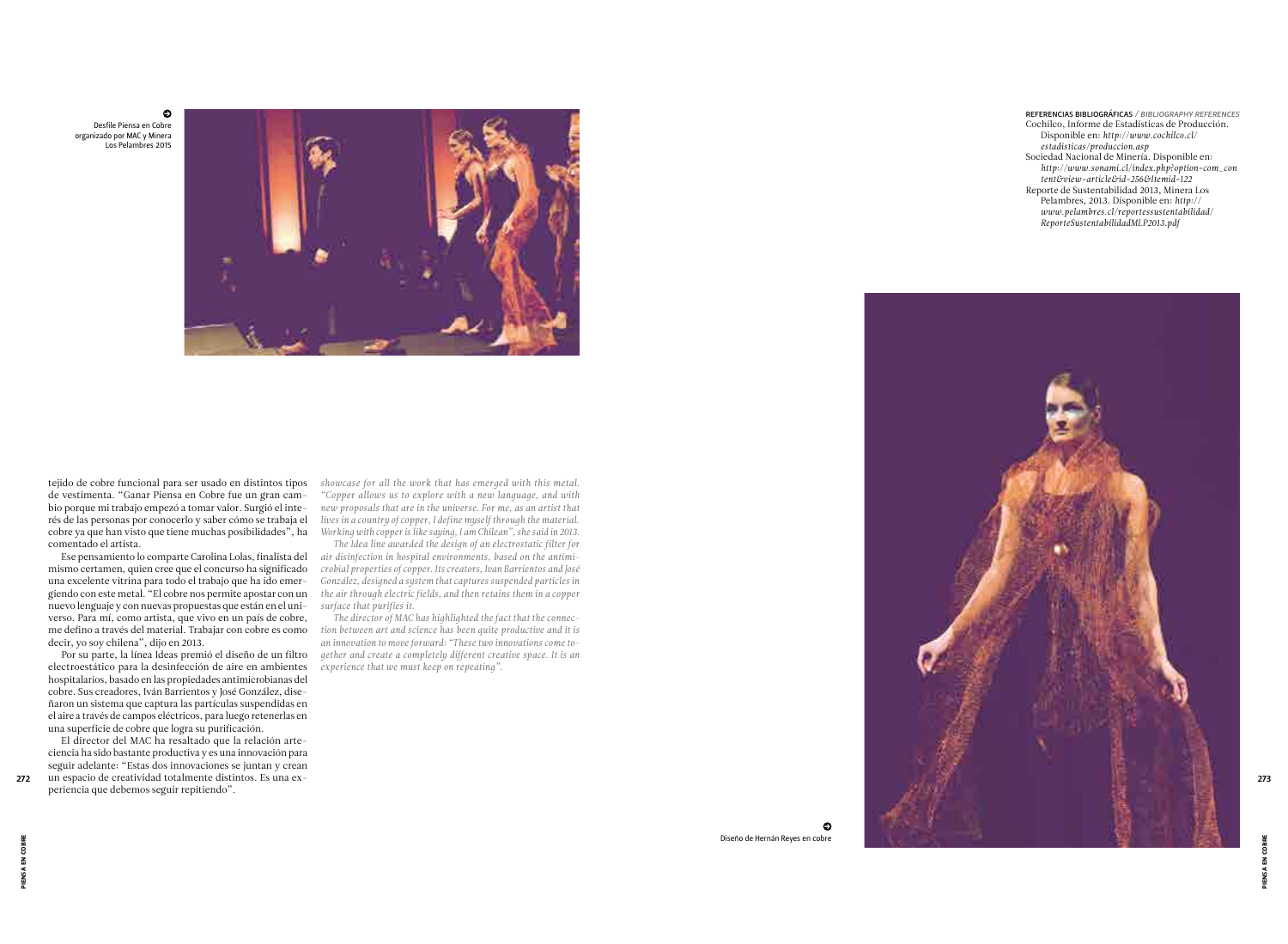Desfile Piensa en Cobre organizado por MAC y Minera Los Pelambres 2015

tejido de cobre funcional para ser usado en distintos tipos de vestimenta. "Ganar Piensa en Cobre fue un gran cambio porque mi trabajo empezó a tomar valor. Surgió el interés de las personas por conocerlo y saber cómo se trabaja el cobre ya que han visto que tiene muchas posibilidades", ha comentado el artista.

Ese pensamiento lo comparte Carolina Lolas, finalista del mismo certamen, quien cree que el concurso ha significado una excelente vitrina para todo el trabajo que ha ido emergiendo con este metal. "El cobre nos permite apostar con un nuevo lenguaje y con nuevas propuestas que están en el universo. Para mí, como artista, que vivo en un país de cobre, me defino a través del material. Trabajar con cobre es como decir, yo soy chilena", dijo en 2013.

Por su parte, la línea Ideas premió el diseño de un filtro electroestático para la desinfección de aire en ambientes hospitalarios, basado en las propiedades antimicrobianas del cobre. Sus creadores, Iván Barrientos y José González, diseñaron un sistema que captura las partículas suspendidas en el aire a través de campos eléctricos, para luego retenerlas en una superficie de cobre que logra su purificación.

El director del MAC ha resaltado que la relación arte-ciencia ha sido bastante productiva y es una innovación para seguir adelante: "Estas dos innovaciones se juntan y crean un espacio de creatividad totalmente distintos. Es una experiencia que debemos seguir repitiendo".

*showcase for all the work that has emerged with this metal. "Copper allows us to explore with a new language, and with new proposals that are in the universe. For me, as an artist that lives in a country of copper, I define myself through the material. Working with copper is like saying, I am Chilean", she said in 2013.*

*The Idea line awarded the design of an electrostatic filter for air disinfection in hospital environments, based on the antimicrobial properties of copper. Its creators, Ivan Barrientos and José González, designed a system that captures suspended particles in the air through electric fields, and then retains them in a copper surface that purifies it.*

*The director of MAC has highlighted the fact that the connection between art and science has been quite productive and it is an innovation to move forward: "These two innovations come together and create a completely different creative space. It is an experience that we must keep on repeating".*

**REFERENCIAS BIBLIOGRÁFICAS** / *BIBLIOGRAPHY REFERENCES*

Cochilco, Informe de Estadísticas de Producción. Disponible en: *http://www.cochilco.cl/estadisticas/produccion.asp*

Sociedad Nacional de Minería. Disponible en: *http://www.sonami.cl/index.php?option=com_content&view=article&id=256&Itemid=122*

Reporte de Sustentabilidad 2013, Minera Los Pelambres, 2013. Disponible en: *http://www.pelambres.cl/reportessustentabilidad/ReporteSustentabilidadMLP2013.pdf*

Diseño de Hernán Reyes en cobre